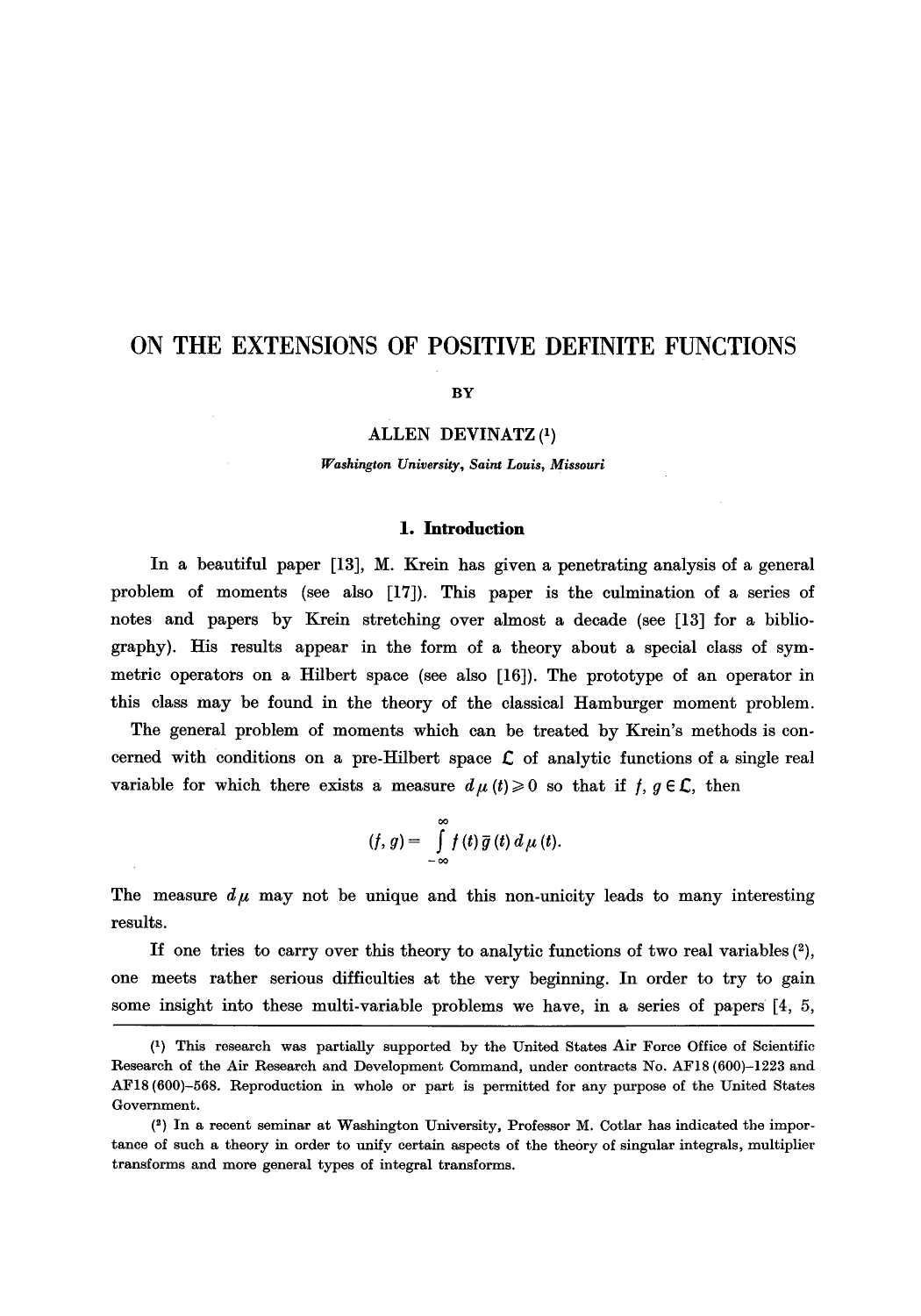# ON THE EXTENSIONS OF POSITIVE DEFINITE FUNCTIONS

BY

ALLEN DEVINATZ [1]

*Washington University, Saint Louis, Missouri*

## 1. Introduction

In a beautiful paper [13], M. Krein has given a penetrating analysis of a general problem of moments (see also [17]). This paper is the culmination of a series of notes and papers by Krein stretching over almost a decade (see [13] for a bibliography). His results appear in the form of a theory about a special class of symmetric operators on a Hilbert space (see also [16]). The prototype of an operator in this class may be found in the theory of the classical Hamburger moment problem.

The general problem of moments which can be treated by Krein's methods is concerned with conditions on a pre-Hilbert space $\mathfrak{L}$ of analytic functions of a single real variable for which there exists a measure $d\mu(t) \geq 0$ so that if $f, g \in \mathfrak{L}$, then

$$(f, g) = \int_{-\infty}^{\infty} f(t) \bar{g}(t) \, d\mu(t).$$

The measure $d\mu$ may not be unique and this non-unicity leads to many interesting results.

If one tries to carry over this theory to analytic functions of two real variables [2], one meets rather serious difficulties at the very beginning. In order to try to gain some insight into these multi-variable problems we have, in a series of papers [4, 5,

---

[1] This research was partially supported by the United States Air Force Office of Scientific Research of the Air Research and Development Command, under contracts No. AF18 (600)–1223 and AF18 (600)–568. Reproduction in whole or part is permitted for any purpose of the United States Government.

[2] In a recent seminar at Washington University, Professor M. Cotlar has indicated the importance of such a theory in order to unify certain aspects of the theory of singular integrals, multiplier transforms and more general types of integral transforms.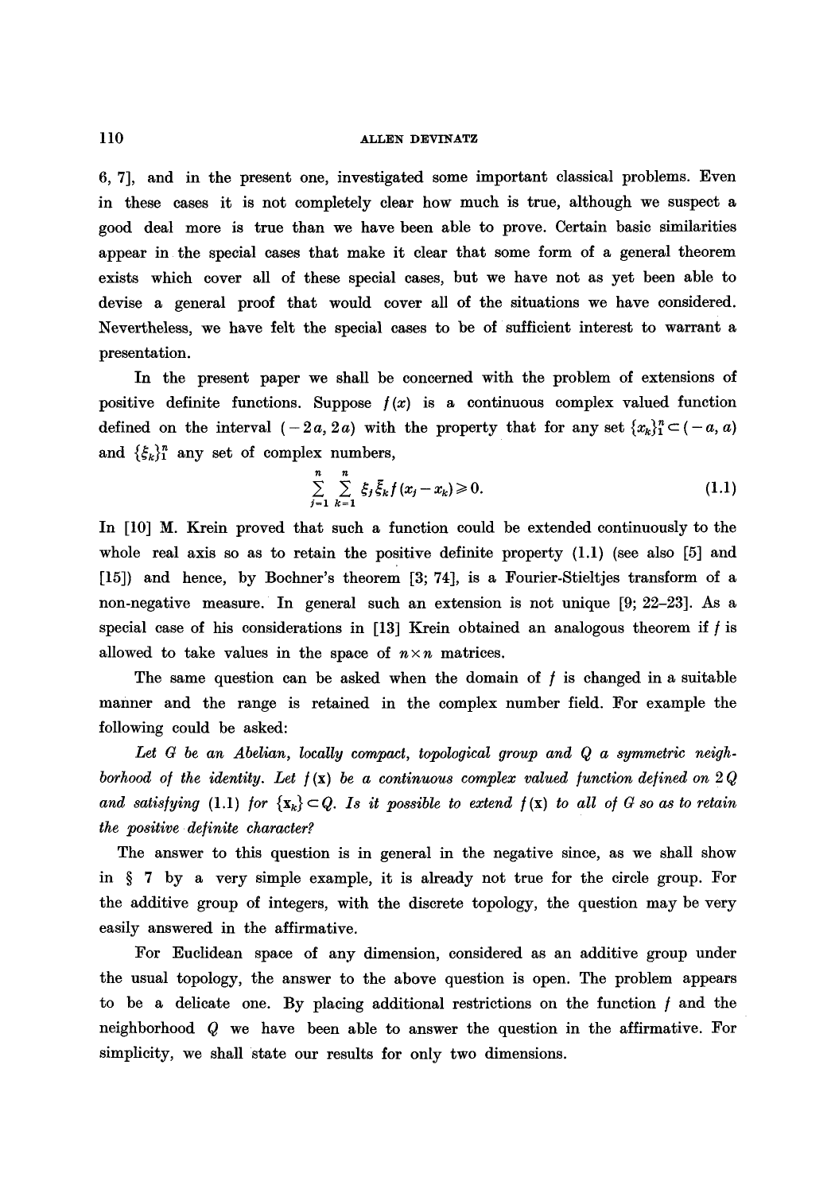6, 7], and in the present one, investigated some important classical problems. Even in these cases it is not completely clear how much is true, although we suspect a good deal more is true than we have been able to prove. Certain basic similarities appear in the special cases that make it clear that some form of a general theorem exists which cover all of these special cases, but we have not as yet been able to devise a general proof that would cover all of the situations we have considered. Nevertheless, we have felt the special cases to be of sufficient interest to warrant a presentation.

In the present paper we shall be concerned with the problem of extensions of positive definite functions. Suppose $f(x)$ is a continuous complex valued function defined on the interval $(-2a, 2a)$ with the property that for any set $\{x_k\}_1^n \subset (-a, a)$ and $\{\xi_k\}_1^n$ any set of complex numbers,

$$\sum_{j=1}^{n} \sum_{k=1}^{n} \xi_j \bar{\xi}_k f(x_j - x_k) \geqslant 0. \tag{1.1}$$

In [10] M. Krein proved that such a function could be extended continuously to the whole real axis so as to retain the positive definite property (1.1) (see also [5] and [15]) and hence, by Bochner's theorem [3; 74], is a Fourier-Stieltjes transform of a non-negative measure. In general such an extension is not unique [9; 22–23]. As a special case of his considerations in [13] Krein obtained an analogous theorem if $f$ is allowed to take values in the space of $n \times n$ matrices.

The same question can be asked when the domain of $f$ is changed in a suitable manner and the range is retained in the complex number field. For example the following could be asked:

*Let $G$ be an Abelian, locally compact, topological group and $Q$ a symmetric neighborhood of the identity. Let $f(\mathbf{x})$ be a continuous complex valued function defined on $2Q$ and satisfying (1.1) for $\{\mathbf{x}_k\} \subset Q$. Is it possible to extend $f(\mathbf{x})$ to all of $G$ so as to retain the positive definite character?*

The answer to this question is in general in the negative since, as we shall show in § 7 by a very simple example, it is already not true for the circle group. For the additive group of integers, with the discrete topology, the question may be very easily answered in the affirmative.

For Euclidean space of any dimension, considered as an additive group under the usual topology, the answer to the above question is open. The problem appears to be a delicate one. By placing additional restrictions on the function $f$ and the neighborhood $Q$ we have been able to answer the question in the affirmative. For simplicity, we shall state our results for only two dimensions.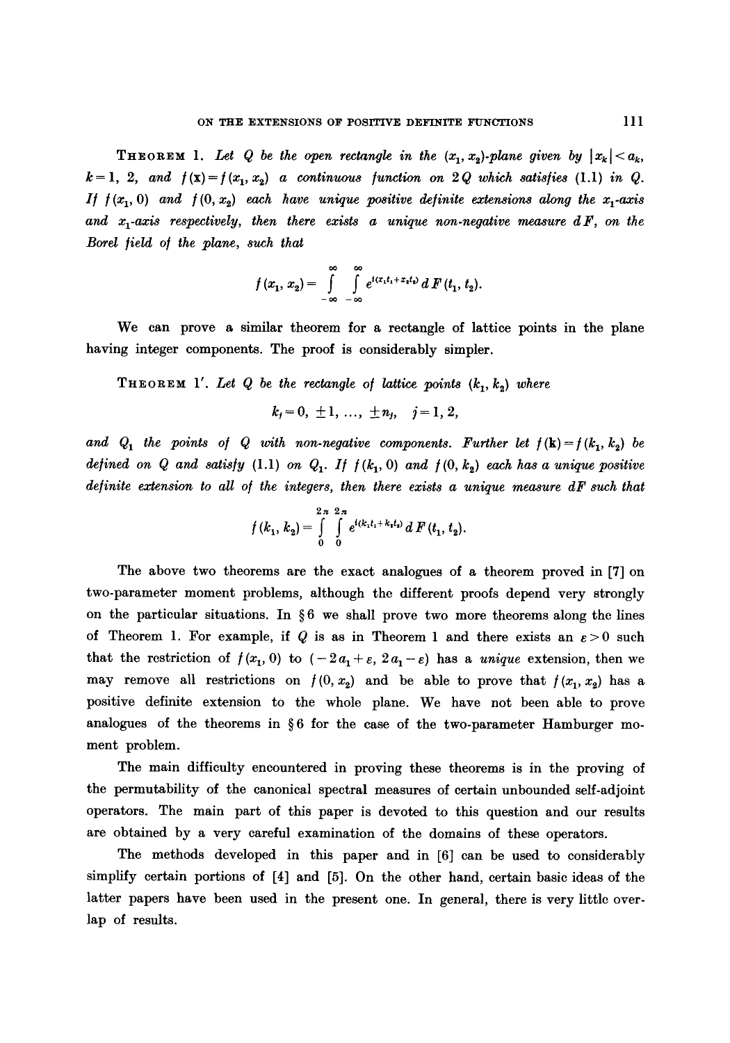**Theorem 1.** *Let $Q$ be the open rectangle in the $(x_1, x_2)$-plane given by $|x_k| < a_k$, $k = 1, 2$, and $f(\mathbf{x}) = f(x_1, x_2)$ a continuous function on $2Q$ which satisfies (1.1) in $Q$. If $f(x_1, 0)$ and $f(0, x_2)$ each have unique positive definite extensions along the $x_1$-axis and $x_1$-axis respectively, then there exists a unique non-negative measure $dF$, on the Borel field of the plane, such that*

$$f(x_1, x_2) = \int_{-\infty}^{\infty} \int_{-\infty}^{\infty} e^{i(x_1 t_1 + x_2 t_2)}\, dF(t_1, t_2).$$

We can prove a similar theorem for a rectangle of lattice points in the plane having integer components. The proof is considerably simpler.

**Theorem 1'.** *Let $Q$ be the rectangle of lattice points $(k_1, k_2)$ where*

$$k_j = 0, \pm 1, \ldots, \pm n_j, \quad j = 1, 2,$$

*and $Q_1$ the points of $Q$ with non-negative components. Further let $f(\mathbf{k}) = f(k_1, k_2)$ be defined on $Q$ and satisfy (1.1) on $Q_1$. If $f(k_1, 0)$ and $f(0, k_2)$ each has a unique positive definite extension to all of the integers, then there exists a unique measure $dF$ such that*

$$f(k_1, k_2) = \int_0^{2\pi} \int_0^{2\pi} e^{i(k_1 t_1 + k_2 t_2)}\, dF(t_1, t_2).$$

The above two theorems are the exact analogues of a theorem proved in [7] on two-parameter moment problems, although the different proofs depend very strongly on the particular situations. In § 6 we shall prove two more theorems along the lines of Theorem 1. For example, if $Q$ is as in Theorem 1 and there exists an $\varepsilon > 0$ such that the restriction of $f(x_1, 0)$ to $(-2a_1 + \varepsilon, 2a_1 - \varepsilon)$ has a *unique* extension, then we may remove all restrictions on $f(0, x_2)$ and be able to prove that $f(x_1, x_2)$ has a positive definite extension to the whole plane. We have not been able to prove analogues of the theorems in § 6 for the case of the two-parameter Hamburger moment problem.

The main difficulty encountered in proving these theorems is in the proving of the permutability of the canonical spectral measures of certain unbounded self-adjoint operators. The main part of this paper is devoted to this question and our results are obtained by a very careful examination of the domains of these operators.

The methods developed in this paper and in [6] can be used to considerably simplify certain portions of [4] and [5]. On the other hand, certain basic ideas of the latter papers have been used in the present one. In general, there is very little overlap of results.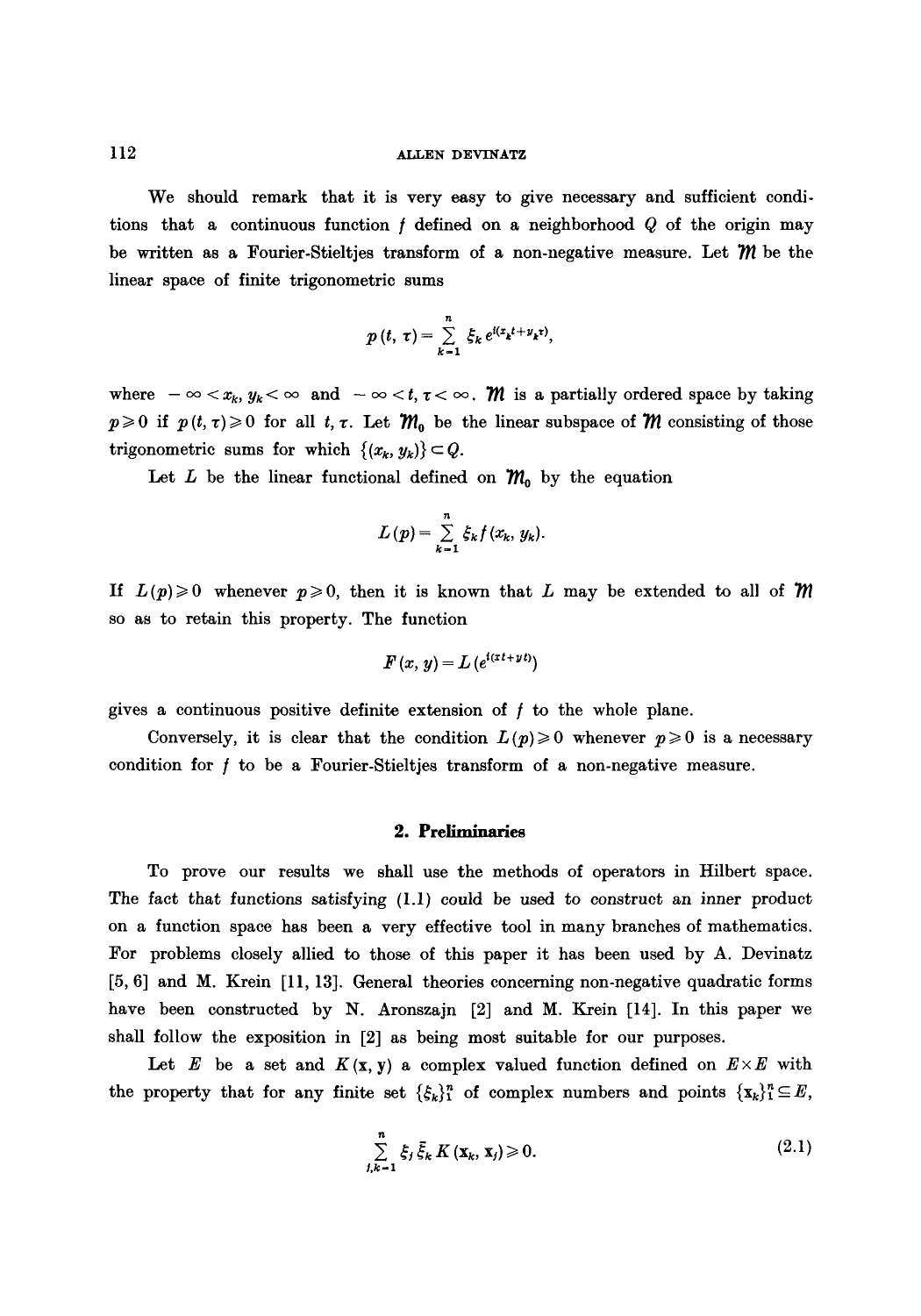We should remark that it is very easy to give necessary and sufficient conditions that a continuous function $f$ defined on a neighborhood $Q$ of the origin may be written as a Fourier-Stieltjes transform of a non-negative measure. Let $\mathfrak{M}$ be the linear space of finite trigonometric sums

$$p(t, \tau) = \sum_{k=1}^{n} \xi_k e^{i(x_k t + y_k \tau)},$$

where $-\infty < x_k, y_k < \infty$ and $-\infty < t, \tau < \infty$. $\mathfrak{M}$ is a partially ordered space by taking $p \geqslant 0$ if $p(t, \tau) \geqslant 0$ for all $t, \tau$. Let $\mathfrak{M}_0$ be the linear subspace of $\mathfrak{M}$ consisting of those trigonometric sums for which $\{(x_k, y_k)\} \subset Q$.

Let $L$ be the linear functional defined on $\mathfrak{M}_0$ by the equation

$$L(p) = \sum_{k=1}^{n} \xi_k f(x_k, y_k).$$

If $L(p) \geqslant 0$ whenever $p \geqslant 0$, then it is known that $L$ may be extended to all of $\mathfrak{M}$ so as to retain this property. The function

$$F(x, y) = L(e^{i(xt + y t)})$$

gives a continuous positive definite extension of $f$ to the whole plane.

Conversely, it is clear that the condition $L(p) \geqslant 0$ whenever $p \geqslant 0$ is a necessary condition for $f$ to be a Fourier-Stieltjes transform of a non-negative measure.

## 2. Preliminaries

To prove our results we shall use the methods of operators in Hilbert space. The fact that functions satisfying (1.1) could be used to construct an inner product on a function space has been a very effective tool in many branches of mathematics. For problems closely allied to those of this paper it has been used by A. Devinatz [5, 6] and M. Krein [11, 13]. General theories concerning non-negative quadratic forms have been constructed by N. Aronszajn [2] and M. Krein [14]. In this paper we shall follow the exposition in [2] as being most suitable for our purposes.

Let $E$ be a set and $K(\mathbf{x}, \mathbf{y})$ a complex valued function defined on $E \times E$ with the property that for any finite set $\{\xi_k\}_1^n$ of complex numbers and points $\{\mathbf{x}_k\}_1^n \subseteq E$,

$$\sum_{j,k=1}^{n} \xi_j \bar{\xi}_k K(\mathbf{x}_k, \mathbf{x}_j) \geqslant 0. \tag{2.1}$$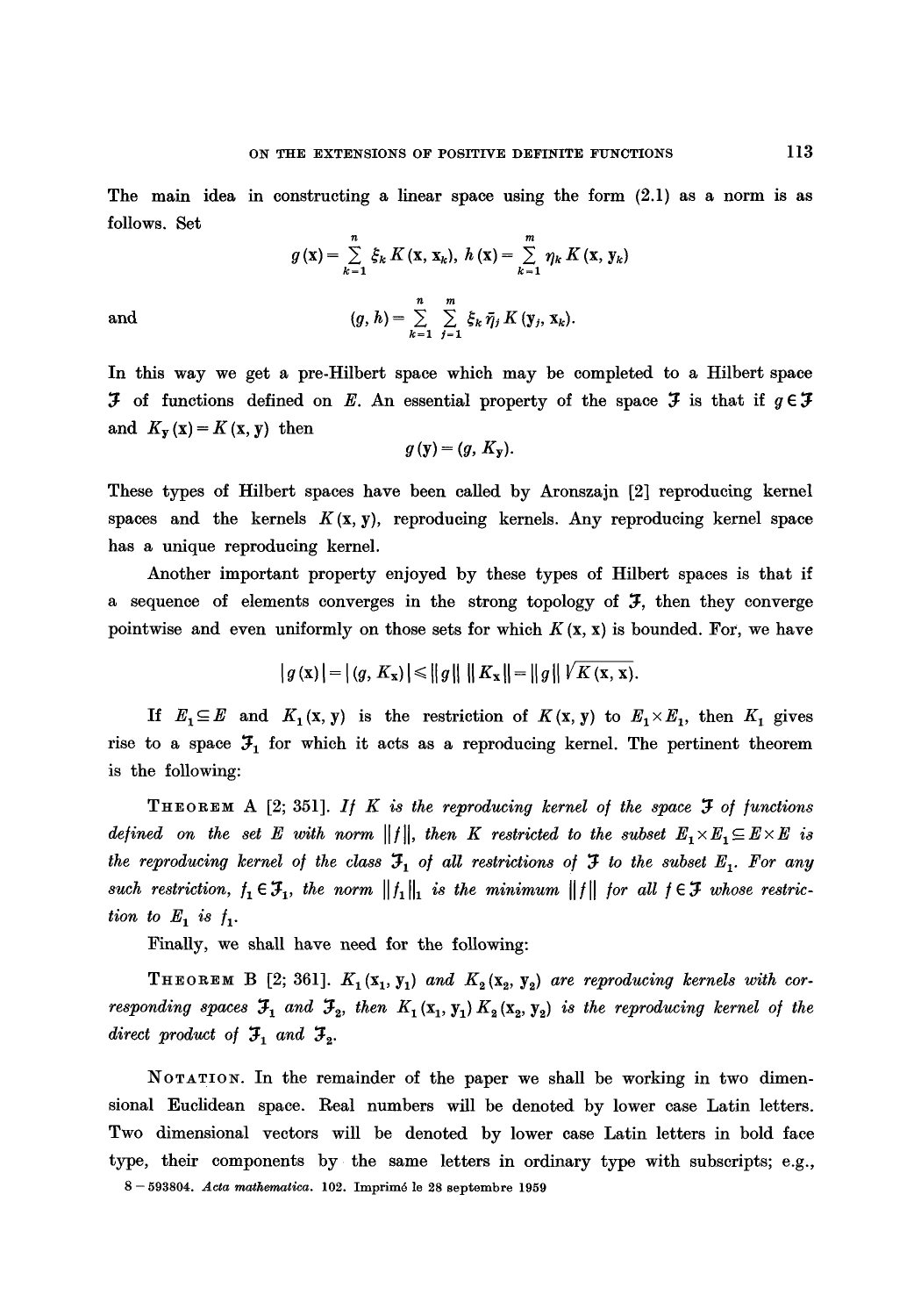The main idea in constructing a linear space using the form (2.1) as a norm is as follows. Set

$$g(\mathbf{x}) = \sum_{k=1}^{n} \xi_k K(\mathbf{x}, \mathbf{x}_k), \quad h(\mathbf{x}) = \sum_{k=1}^{m} \eta_k K(\mathbf{x}, \mathbf{y}_k)$$

and

$$(g, h) = \sum_{k=1}^{n} \sum_{j=1}^{m} \xi_k \bar{\eta}_j K(\mathbf{y}_j, \mathbf{x}_k).$$

In this way we get a pre-Hilbert space which may be completed to a Hilbert space $\mathfrak{F}$ of functions defined on $E$. An essential property of the space $\mathfrak{F}$ is that if $g \in \mathfrak{F}$ and $K_{\mathbf{y}}(\mathbf{x}) = K(\mathbf{x}, \mathbf{y})$ then

$$g(\mathbf{y}) = (g, K_{\mathbf{y}}).$$

These types of Hilbert spaces have been called by Aronszajn [2] reproducing kernel spaces and the kernels $K(\mathbf{x}, \mathbf{y})$, reproducing kernels. Any reproducing kernel space has a unique reproducing kernel.

Another important property enjoyed by these types of Hilbert spaces is that if a sequence of elements converges in the strong topology of $\mathfrak{F}$, then they converge pointwise and even uniformly on those sets for which $K(\mathbf{x}, \mathbf{x})$ is bounded. For, we have

$$|g(\mathbf{x})| = |(g, K_{\mathbf{x}})| \leq \|g\| \, \|K_{\mathbf{x}}\| = \|g\| \sqrt{K(\mathbf{x}, \mathbf{x})}.$$

If $E_1 \subseteq E$ and $K_1(\mathbf{x}, \mathbf{y})$ is the restriction of $K(\mathbf{x}, \mathbf{y})$ to $E_1 \times E_1$, then $K_1$ gives rise to a space $\mathfrak{F}_1$ for which it acts as a reproducing kernel. The pertinent theorem is the following:

**Theorem A** [2; 351]. *If $K$ is the reproducing kernel of the space $\mathfrak{F}$ of functions defined on the set $E$ with norm $\|f\|$, then $K$ restricted to the subset $E_1 \times E_1 \subseteq E \times E$ is the reproducing kernel of the class $\mathfrak{F}_1$ of all restrictions of $\mathfrak{F}$ to the subset $E_1$. For any such restriction, $f_1 \in \mathfrak{F}_1$, the norm $\|f_1\|_1$ is the minimum $\|f\|$ for all $f \in \mathfrak{F}$ whose restriction to $E_1$ is $f_1$.*

Finally, we shall have need for the following:

**Theorem B** [2; 361]. *$K_1(\mathbf{x}_1, \mathbf{y}_1)$ and $K_2(\mathbf{x}_2, \mathbf{y}_2)$ are reproducing kernels with corresponding spaces $\mathfrak{F}_1$ and $\mathfrak{F}_2$, then $K_1(\mathbf{x}_1, \mathbf{y}_1) K_2(\mathbf{x}_2, \mathbf{y}_2)$ is the reproducing kernel of the direct product of $\mathfrak{F}_1$ and $\mathfrak{F}_2$.*

**Notation.** In the remainder of the paper we shall be working in two dimensional Euclidean space. Real numbers will be denoted by lower case Latin letters. Two dimensional vectors will be denoted by lower case Latin letters in bold face type, their components by the same letters in ordinary type with subscripts; e.g.,

8 – 593804. *Acta mathematica.* 102. Imprimé le 28 septembre 1959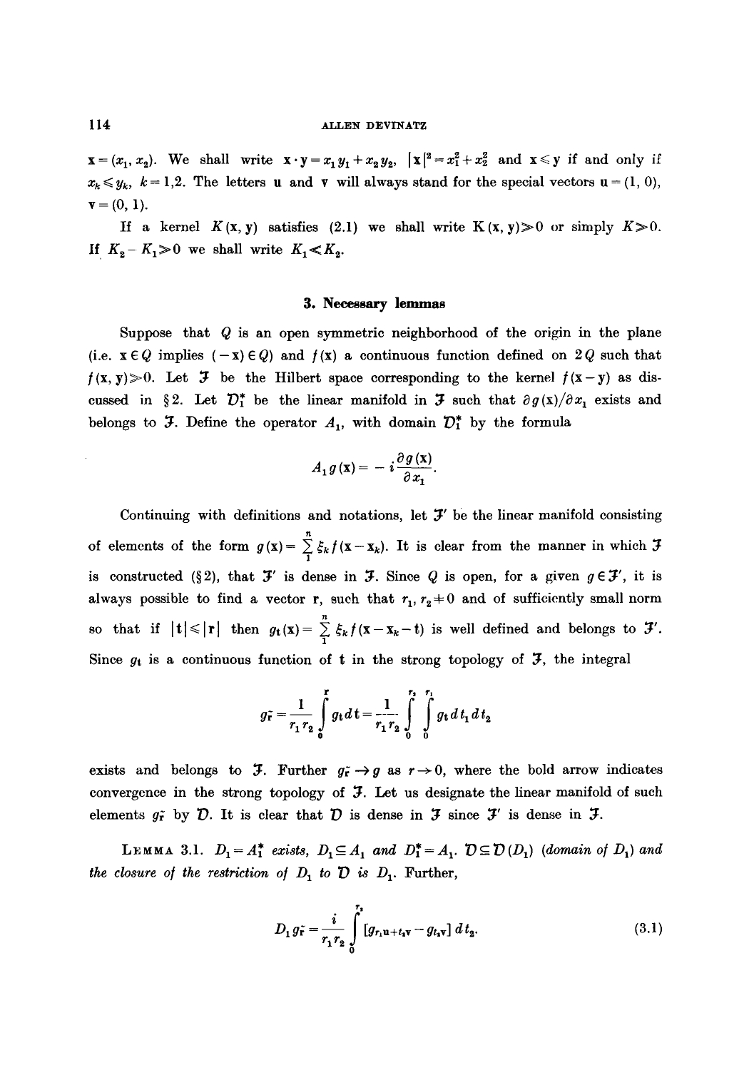$\mathbf{x} = (x_1, x_2)$. We shall write $\mathbf{x} \cdot \mathbf{y} = x_1 y_1 + x_2 y_2$, $|\mathbf{x}|^2 = x_1^2 + x_2^2$ and $\mathbf{x} \leqslant \mathbf{y}$ if and only if $x_k \leqslant y_k$, $k = 1,2$. The letters $\mathbf{u}$ and $\mathbf{v}$ will always stand for the special vectors $\mathbf{u} = (1, 0)$, $\mathbf{v} = (0, 1)$.

If a kernel $K(\mathbf{x}, \mathbf{y})$ satisfies (2.1) we shall write $K(\mathbf{x}, \mathbf{y}) \gg 0$ or simply $K \gg 0$. If $K_2 - K_1 \gg 0$ we shall write $K_1 \ll K_2$.

## 3. Necessary lemmas

Suppose that $Q$ is an open symmetric neighborhood of the origin in the plane (i.e. $\mathbf{x} \in Q$ implies $(-\mathbf{x}) \in Q$) and $f(\mathbf{x})$ a continuous function defined on $2Q$ such that $f(\mathbf{x}, \mathbf{y}) \gg 0$. Let $\mathfrak{J}$ be the Hilbert space corresponding to the kernel $f(\mathbf{x} - \mathbf{y})$ as discussed in §2. Let $\mathfrak{D}_1^*$ be the linear manifold in $\mathfrak{J}$ such that $\partial g(\mathbf{x})/\partial x_1$ exists and belongs to $\mathfrak{J}$. Define the operator $A_1$, with domain $\mathfrak{D}_1^*$ by the formula

$$A_1 g(\mathbf{x}) = -i \frac{\partial g(\mathbf{x})}{\partial x_1}.$$

Continuing with definitions and notations, let $\mathfrak{J}'$ be the linear manifold consisting of elements of the form $g(\mathbf{x}) = \sum_1^n \xi_k f(\mathbf{x} - \mathbf{x}_k)$. It is clear from the manner in which $\mathfrak{J}$ is constructed (§2), that $\mathfrak{J}'$ is dense in $\mathfrak{J}$. Since $Q$ is open, for a given $g \in \mathfrak{J}'$, it is always possible to find a vector $\mathbf{r}$, such that $r_1, r_2 \neq 0$ and of sufficiently small norm so that if $|\mathbf{t}| \leqslant |\mathbf{r}|$ then $g_{\mathbf{t}}(\mathbf{x}) = \sum_1^n \xi_k f(\mathbf{x} - \mathbf{x}_k - \mathbf{t})$ is well defined and belongs to $\mathfrak{J}'$. Since $g_{\mathbf{t}}$ is a continuous function of $\mathbf{t}$ in the strong topology of $\mathfrak{J}$, the integral

$$g_{\tilde{\mathbf{r}}} = \frac{1}{r_1 r_2} \int_0^{\mathbf{r}} g_{\mathbf{t}} \, d\mathbf{t} = \frac{1}{r_1 r_2} \int_0^{r_2} \int_0^{r_1} g_{\mathbf{t}} \, dt_1 \, dt_2$$

exists and belongs to $\mathfrak{J}$. Further $g_{\tilde{\mathbf{r}}} \rightarrow g$ as $\mathbf{r} \rightarrow 0$, where the bold arrow indicates convergence in the strong topology of $\mathfrak{J}$. Let us designate the linear manifold of such elements $g_{\tilde{\mathbf{r}}}$ by $\mathfrak{D}$. It is clear that $\mathfrak{D}$ is dense in $\mathfrak{J}$ since $\mathfrak{J}'$ is dense in $\mathfrak{J}$.

LEMMA 3.1. *$D_1 = A_1^*$ exists, $D_1 \subseteq A_1$ and $D_1^* = A_1$. $\mathfrak{D} \subseteq \mathfrak{D}(D_1)$ (domain of $D_1$) and the closure of the restriction of $D_1$ to $\mathfrak{D}$ is $D_1$. Further,*

$$D_1 g_{\tilde{\mathbf{r}}} = \frac{i}{r_1 r_2} \int_0^{r_2} [g_{r_1 \mathbf{u} + t_2 \mathbf{v}} - g_{t_2 \mathbf{v}}] \, dt_2. \tag{3.1}$$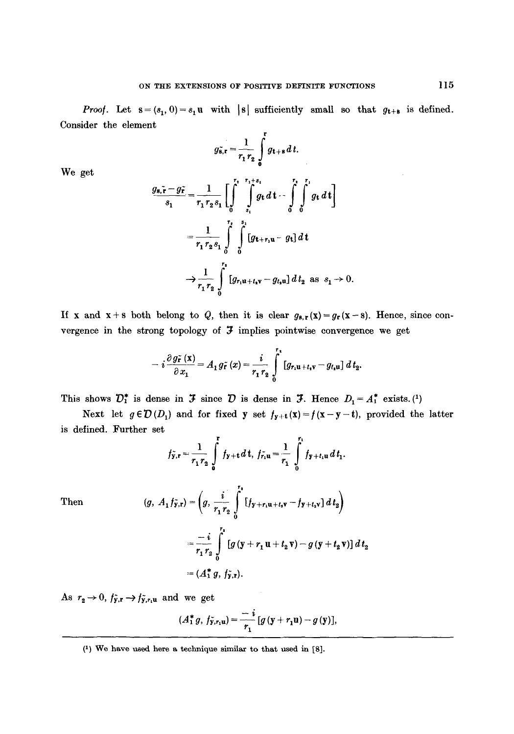*Proof.* Let $\mathbf{s} = (s_1, 0) = s_1 \mathbf{u}$ with $|\mathbf{s}|$ sufficiently small so that $g_{\mathbf{t}+\mathbf{s}}$ is defined. Consider the element

$$g_{\tilde{\mathbf{s}},\mathbf{r}} = \frac{1}{r_1 r_2} \int_0^{\mathbf{r}} g_{\mathbf{t}+\mathbf{s}} \, d\mathbf{t}.$$

We get

$$\frac{g_{\mathbf{s},\tilde{\mathbf{r}}} - g_{\tilde{\mathbf{r}}}}{s_1} = \frac{1}{r_1 r_2 s_1} \left[ \int_0^{r_2} \int_{s_1}^{r_1+s_1} g_{\mathbf{t}} \, d\mathbf{t} - \int_0^{r_2} \int_0^{r_1} g_{\mathbf{t}} \, d\mathbf{t} \right]$$

$$= \frac{1}{r_1 r_2 s_1} \int_0^{r_2} \int_0^{s_1} [g_{\mathbf{t}+r_1\mathbf{u}} - g_{\mathbf{t}}] \, d\mathbf{t}$$

$$\to \frac{1}{r_1 r_2} \int_0^{r_2} [g_{r_1\mathbf{u}+t_2\mathbf{v}} - g_{t_2\mathbf{u}}] \, dt_2 \quad \text{as } s_1 \to 0.$$

If $\mathbf{x}$ and $\mathbf{x} + \mathbf{s}$ both belong to $Q$, then it is clear $g_{\mathbf{s},\mathbf{r}}(\mathbf{x}) = g_{\mathbf{r}}(\mathbf{x} - \mathbf{s})$. Hence, since convergence in the strong topology of $\mathfrak{F}$ implies pointwise convergence we get

$$-i \frac{\partial g_{\tilde{\mathbf{r}}}(\mathbf{x})}{\partial x_1} = A_1 g_{\tilde{\mathbf{r}}}(x) = \frac{i}{r_1 r_2} \int_0^{r_2} [g_{r_1\mathbf{u}+t_2\mathbf{v}} - g_{t_2\mathbf{u}}] \, dt_2.$$

This shows $\mathcal{D}_1^*$ is dense in $\mathfrak{F}$ since $\mathcal{D}$ is dense in $\mathfrak{F}$. Hence $D_1 = A_1^*$ exists. (1)

Next let $g \in \mathcal{D}(D_1)$ and for fixed $\mathbf{y}$ set $f_{\mathbf{y}+\mathbf{t}}(\mathbf{x}) = f(\mathbf{x} - \mathbf{y} - \mathbf{t})$, provided the latter is defined. Further set

$$f_{\tilde{\mathbf{y}},\mathbf{r}} = \frac{1}{r_1 r_2} \int_0^{\mathbf{r}} f_{\mathbf{y}+\mathbf{t}} \, d\mathbf{t}, \quad f_{\tilde{r}_1\mathbf{u}} = \frac{1}{r_1} \int_0^{r_1} f_{\mathbf{y}+t_1\mathbf{u}} \, dt_1.$$

Then

$$(g, A_1 f_{\tilde{\mathbf{y}},\mathbf{r}}) = \left( g, \frac{i}{r_1 r_2} \int_0^{r_2} [f_{\mathbf{y}+r_1\mathbf{u}+t_2\mathbf{v}} - f_{\mathbf{y}+t_2\mathbf{v}}] \, dt_2 \right)$$

$$= \frac{-i}{r_1 r_2} \int_0^{r_2} [g(\mathbf{y} + r_1\mathbf{u} + t_2\mathbf{v}) - g(\mathbf{y} + t_2\mathbf{v})] \, dt_2$$

$$= (A_1^* g, f_{\tilde{\mathbf{y}},\mathbf{r}}).$$

As $r_2 \to 0$, $f_{\tilde{\mathbf{y}},\mathbf{r}} \to f_{\tilde{\mathbf{y}},r_1\mathbf{u}}$ and we get

$$(A_1^* g, f_{\tilde{\mathbf{y}},r_1\mathbf{u}}) = \frac{-i}{r_1} [g(\mathbf{y} + r_1\mathbf{u}) - g(\mathbf{y})],$$

---

(1) We have used here a technique similar to that used in [8].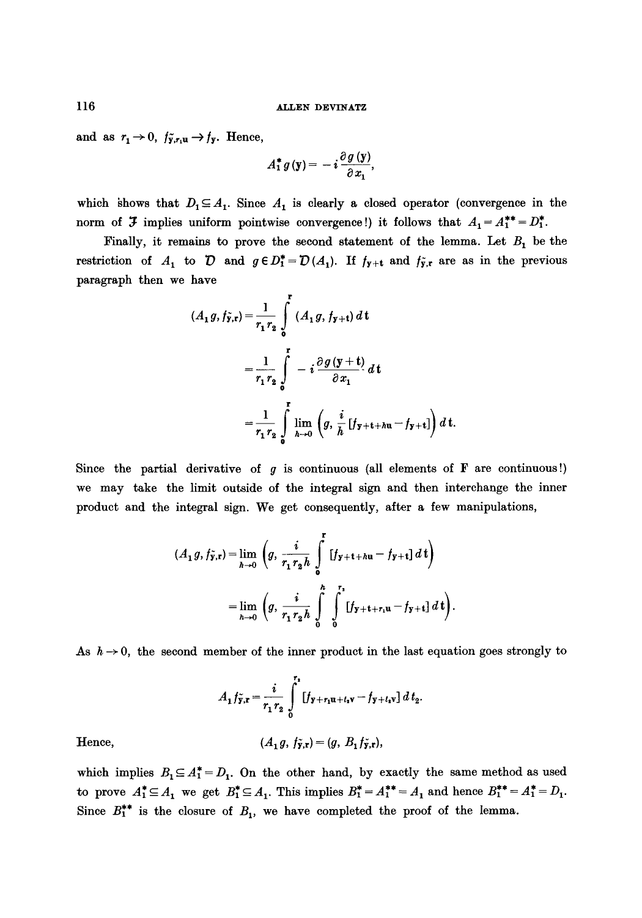and as $r_1 \to 0$, $f_{\tilde{y},r_1u} \to f_y$. Hence,

$$A_1^* g(y) = -i \frac{\partial g(y)}{\partial x_1},$$

which shows that $D_1 \subseteq A_1$. Since $A_1$ is clearly a closed operator (convergence in the norm of $\mathcal{J}$ implies uniform pointwise convergence!) it follows that $A_1 = A_1^{**} = D_1^*$.

Finally, it remains to prove the second statement of the lemma. Let $B_1$ be the restriction of $A_1$ to $\mathcal{D}$ and $g \in D_1^* = \mathcal{D}(A_1)$. If $f_{y+t}$ and $f_{\tilde{y},r}$ are as in the previous paragraph then we have

$$(A_1 g, f_{\tilde{y},r}) = \frac{1}{r_1 r_2} \int_0^r (A_1 g, f_{y+t})\, dt$$

$$= \frac{1}{r_1 r_2} \int_0^r -i \frac{\partial g(y+t)}{\partial x_1}\, dt$$

$$= \frac{1}{r_1 r_2} \int_0^r \lim_{h \to 0} \left( g, \frac{i}{h} [f_{y+t+hu} - f_{y+t}] \right) dt.$$

Since the partial derivative of $g$ is continuous (all elements of F are continuous!) we may take the limit outside of the integral sign and then interchange the inner product and the integral sign. We get consequently, after a few manipulations,

$$(A_1 g, f_{\tilde{y},r}) = \lim_{h \to 0} \left( g, \frac{i}{r_1 r_2 h} \int_0^r [f_{y+t+hu} - f_{y+t}]\, dt \right)$$

$$= \lim_{h \to 0} \left( g, \frac{i}{r_1 r_2 h} \int_0^h \int_0^{r_2} [f_{y+t+r_1u} - f_{y+t}]\, dt \right).$$

As $h \to 0$, the second member of the inner product in the last equation goes strongly to

$$A_1 f_{\tilde{y},r} = \frac{i}{r_1 r_2} \int_0^{r_2} [f_{y+r_1u+t_2v} - f_{y+t_2v}]\, dt_2.$$

Hence,

$$(A_1 g, f_{\tilde{y},r}) = (g, B_1 f_{\tilde{y},r}),$$

which implies $B_1 \subseteq A_1^* = D_1$. On the other hand, by exactly the same method as used to prove $A_1^* \subseteq A_1$ we get $B_1^* \subseteq A_1$. This implies $B_1^* = A_1^{**} = A_1$ and hence $B_1^{**} = A_1^* = D_1$. Since $B_1^{**}$ is the closure of $B_1$, we have completed the proof of the lemma.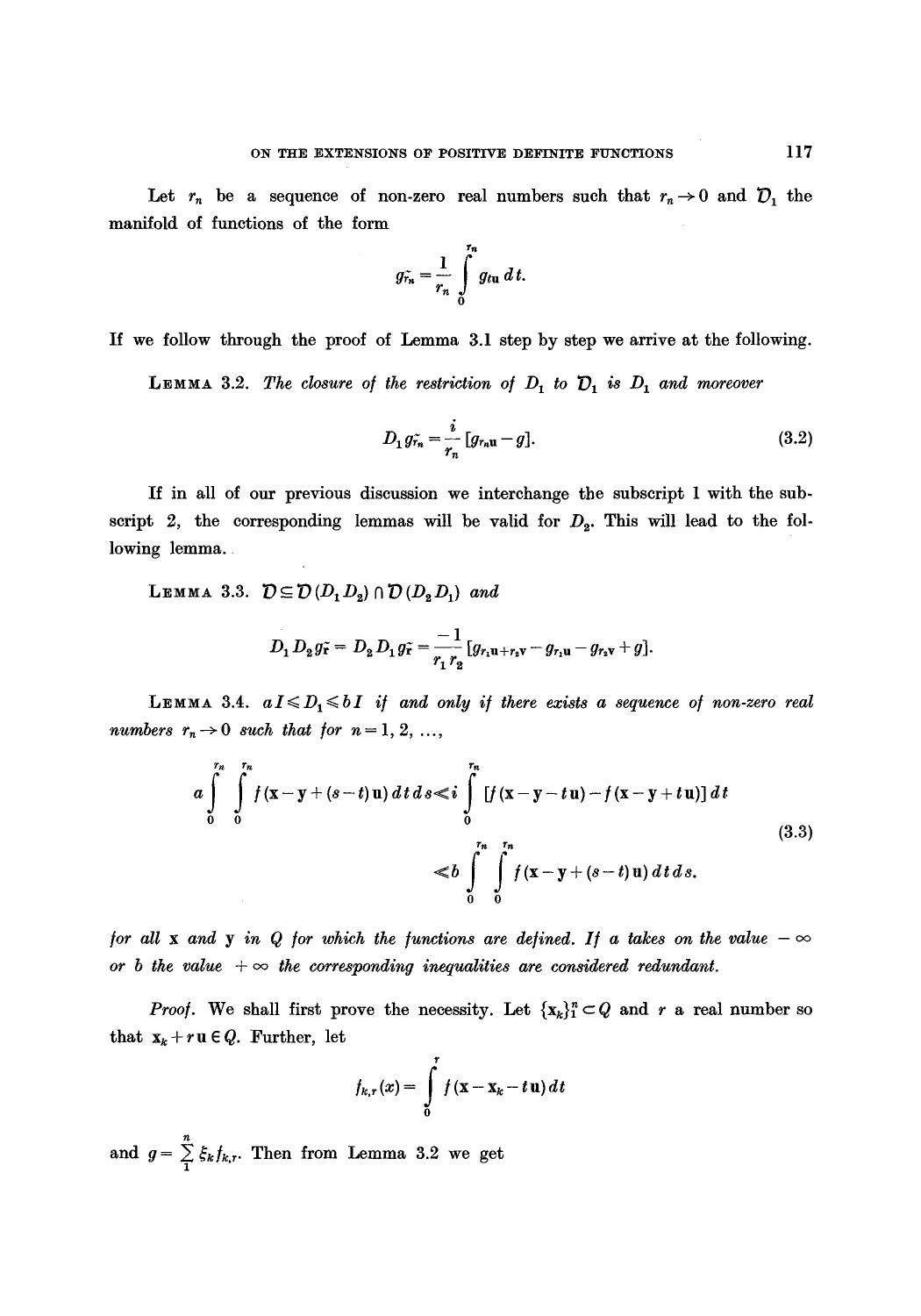Let $r_n$ be a sequence of non-zero real numbers such that $r_n \to 0$ and $\mathcal{D}_1$ the manifold of functions of the form

$$g_{\tilde{r}_n} = \frac{1}{r_n} \int_0^{r_n} g_{t\mathbf{u}}\, dt.$$

If we follow through the proof of Lemma 3.1 step by step we arrive at the following.

**Lemma 3.2.** *The closure of the restriction of $D_1$ to $\mathcal{D}_1$ is $D_1$ and moreover*

$$D_1 g_{\tilde{r}_n} = \frac{i}{r_n} [g_{r_n \mathbf{u}} - g]. \tag{3.2}$$

If in all of our previous discussion we interchange the subscript 1 with the subscript 2, the corresponding lemmas will be valid for $D_2$. This will lead to the following lemma.

**Lemma 3.3.** $\mathcal{D} \subseteq \mathcal{D}(D_1 D_2) \cap \mathcal{D}(D_2 D_1)$ *and*

$$D_1 D_2 g_{\tilde{r}} = D_2 D_1 g_{\tilde{r}} = \frac{-1}{r_1 r_2} [g_{r_1 \mathbf{u} + r_2 \mathbf{v}} - g_{r_1 \mathbf{u}} - g_{r_2 \mathbf{v}} + g].$$

**Lemma 3.4.** $aI \leqslant D_1 \leqslant bI$ *if and only if there exists a sequence of non-zero real numbers $r_n \to 0$ such that for $n = 1, 2, \ldots,$*

$$\begin{aligned} a \int_0^{r_n} \int_0^{r_n} f(\mathbf{x} - \mathbf{y} + (s - t)\mathbf{u})\, dt\, ds &\leqslant i \int_0^{r_n} [f(\mathbf{x} - \mathbf{y} - t\mathbf{u}) - f(\mathbf{x} - \mathbf{y} + t\mathbf{u})]\, dt \\ &\leqslant b \int_0^{r_n} \int_0^{r_n} f(\mathbf{x} - \mathbf{y} + (s - t)\mathbf{u})\, dt\, ds. \end{aligned} \tag{3.3}$$

*for all $\mathbf{x}$ and $\mathbf{y}$ in $Q$ for which the functions are defined. If $a$ takes on the value $-\infty$ or $b$ the value $+\infty$ the corresponding inequalities are considered redundant.*

*Proof.* We shall first prove the necessity. Let $\{\mathbf{x}_k\}_1^n \subset Q$ and $r$ a real number so that $\mathbf{x}_k + r\mathbf{u} \in Q$. Further, let

$$f_{k,r}(x) = \int_0^r f(\mathbf{x} - \mathbf{x}_k - t\mathbf{u})\, dt$$

and $g = \sum_1^n \xi_k f_{k,r}$. Then from Lemma 3.2 we get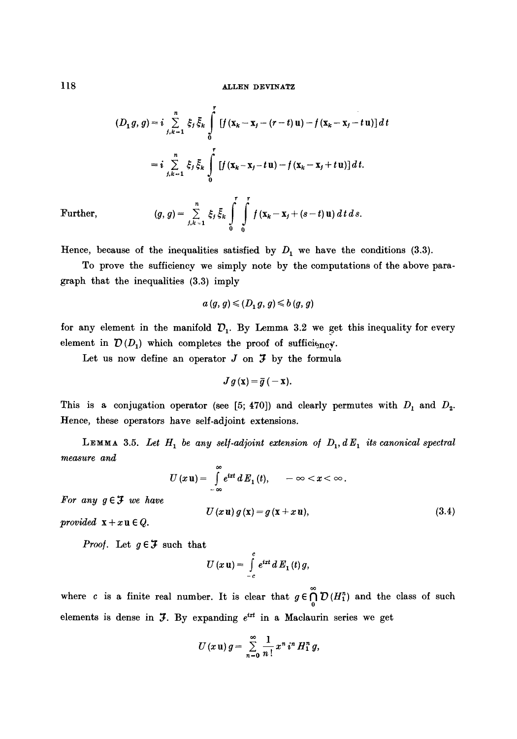$$(D_1 g, g) = i \sum_{j,k=1}^{n} \xi_j \bar{\xi}_k \int_0^r [f(\mathbf{x}_k - \mathbf{x}_j - (r-t)\mathbf{u}) - f(\mathbf{x}_k - \mathbf{x}_j - t\mathbf{u})]\,dt$$

$$= i \sum_{j,k=1}^{n} \xi_j \bar{\xi}_k \int_0^r [f(\mathbf{x}_k - \mathbf{x}_j - t\mathbf{u}) - f(\mathbf{x}_k - \mathbf{x}_j + t\mathbf{u})]\,dt.$$

Further,
$$(g, g) = \sum_{j,k=1}^{n} \xi_j \bar{\xi}_k \int_0^r \int_0^r f(\mathbf{x}_k - \mathbf{x}_j + (s-t)\mathbf{u})\,dt\,ds.$$

Hence, because of the inequalities satisfied by $D_1$ we have the conditions (3.3).

To prove the sufficiency we simply note by the computations of the above paragraph that the inequalities (3.3) imply

$$a(g, g) \leq (D_1 g, g) \leq b(g, g)$$

for any element in the manifold $\mathfrak{D}_1$. By Lemma 3.2 we get this inequality for every element in $\mathfrak{D}(D_1)$ which completes the proof of sufficiency.

Let us now define an operator $J$ on $\mathfrak{F}$ by the formula

$$Jg(\mathbf{x}) = \bar{g}(-\mathbf{x}).$$

This is a conjugation operator (see [5; 470]) and clearly permutes with $D_1$ and $D_2$. Hence, these operators have self-adjoint extensions.

**Lemma 3.5.** *Let $H_1$ be any self-adjoint extension of $D_1$, $dE_1$ its canonical spectral measure and*

$$U(x\mathbf{u}) = \int_{-\infty}^{\infty} e^{ixt}\,dE_1(t), \qquad -\infty < x < \infty.$$

*For any $g \in \mathfrak{F}$ we have*

$$U(x\mathbf{u})\,g(\mathbf{x}) = g(\mathbf{x} + x\mathbf{u}), \tag{3.4}$$

*provided $\mathbf{x} + x\mathbf{u} \in Q$.*

*Proof.* Let $g \in \mathfrak{F}$ such that

$$U(x\mathbf{u}) = \int_{-c}^{c} e^{ixt}\,dE_1(t)\,g,$$

where $c$ is a finite real number. It is clear that $g \in \bigcap_0^{\infty} \mathfrak{D}(H_1^n)$ and the class of such elements is dense in $\mathfrak{F}$. By expanding $e^{ixt}$ in a Maclaurin series we get

$$U(x\mathbf{u})\,g = \sum_{n=0}^{\infty} \frac{1}{n!} x^n i^n H_1^n g,$$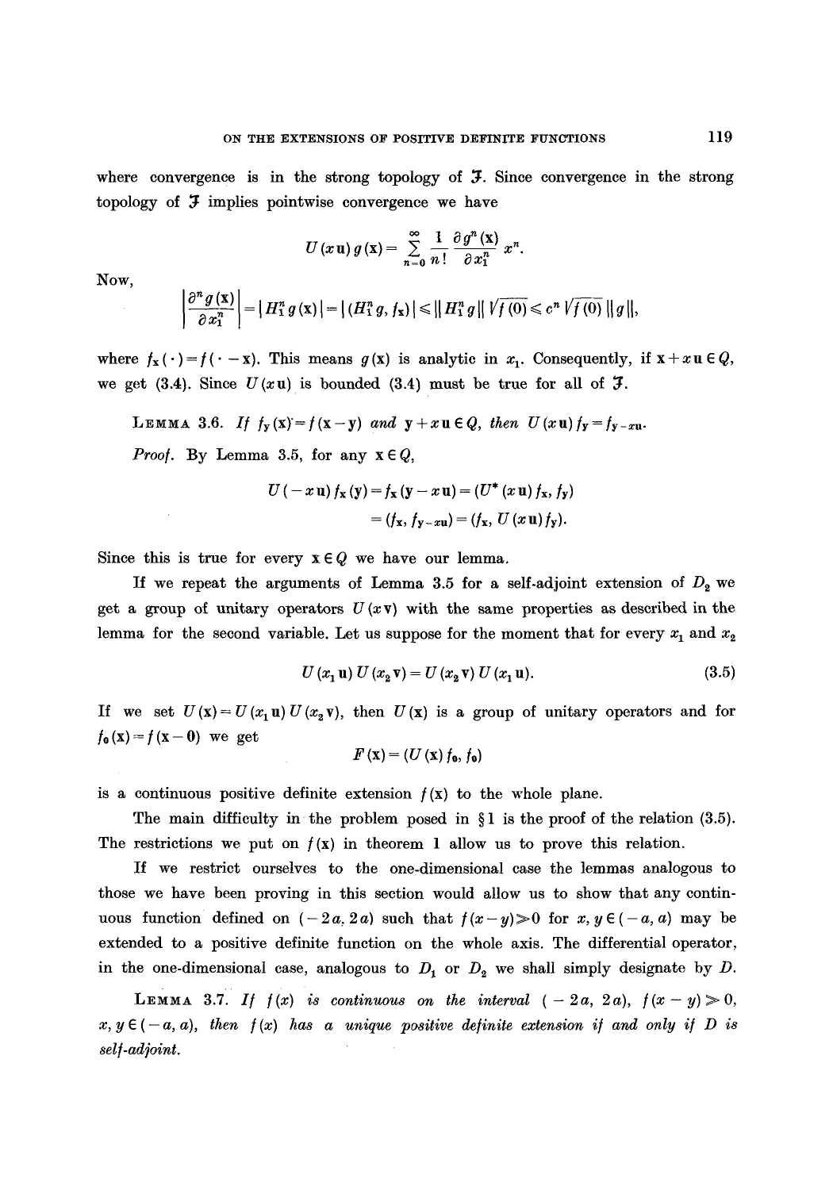where convergence is in the strong topology of $\mathfrak{J}$. Since convergence in the strong topology of $\mathfrak{J}$ implies pointwise convergence we have

$$U(x\mathbf{u})\, g(\mathbf{x}) = \sum_{n=0}^{\infty} \frac{1}{n!} \frac{\partial g^n(\mathbf{x})}{\partial x_1^n} x^n.$$

Now,

$$\left| \frac{\partial^n g(\mathbf{x})}{\partial x_1^n} \right| = |H_1^n g(\mathbf{x})| = |(H_1^n g, f_{\mathbf{x}})| \leqslant \| H_1^n g \| \sqrt{f(0)} \leqslant c^n \sqrt{f(0)} \, \| g \|,$$

where $f_{\mathbf{x}}(\cdot) = f(\cdot - \mathbf{x})$. This means $g(\mathbf{x})$ is analytic in $x_1$. Consequently, if $\mathbf{x} + x\mathbf{u} \in Q$, we get (3.4). Since $U(x\mathbf{u})$ is bounded (3.4) must be true for all of $\mathfrak{J}$.

**Lemma 3.6.** *If $f_{\mathbf{y}}(\mathbf{x}) = f(\mathbf{x} - \mathbf{y})$ and $\mathbf{y} + x\mathbf{u} \in Q$, then $U(x\mathbf{u}) f_{\mathbf{y}} = f_{\mathbf{y} - x\mathbf{u}}$.*

*Proof.* By Lemma 3.5, for any $\mathbf{x} \in Q$,

$$\begin{aligned} U(-x\mathbf{u}) f_{\mathbf{x}}(\mathbf{y}) = f_{\mathbf{x}}(\mathbf{y} - x\mathbf{u}) &= (U^*(x\mathbf{u}) f_{\mathbf{x}}, f_{\mathbf{y}}) \\ &= (f_{\mathbf{x}}, f_{\mathbf{y} - x\mathbf{u}}) = (f_{\mathbf{x}}, U(x\mathbf{u}) f_{\mathbf{y}}). \end{aligned}$$

Since this is true for every $\mathbf{x} \in Q$ we have our lemma.

If we repeat the arguments of Lemma 3.5 for a self-adjoint extension of $D_2$ we get a group of unitary operators $U(x\mathbf{v})$ with the same properties as described in the lemma for the second variable. Let us suppose for the moment that for every $x_1$ and $x_2$

$$U(x_1 \mathbf{u})\, U(x_2 \mathbf{v}) = U(x_2 \mathbf{v})\, U(x_1 \mathbf{u}). \tag{3.5}$$

If we set $U(\mathbf{x}) = U(x_1 \mathbf{u})\, U(x_2 \mathbf{v})$, then $U(\mathbf{x})$ is a group of unitary operators and for $f_0(\mathbf{x}) = f(\mathbf{x} - \mathbf{0})$ we get

$$F(\mathbf{x}) = (U(\mathbf{x}) f_0, f_0)$$

is a continuous positive definite extension $f(\mathbf{x})$ to the whole plane.

The main difficulty in the problem posed in § 1 is the proof of the relation (3.5). The restrictions we put on $f(\mathbf{x})$ in theorem 1 allow us to prove this relation.

If we restrict ourselves to the one-dimensional case the lemmas analogous to those we have been proving in this section would allow us to show that any continuous function defined on $(-2a, 2a)$ such that $f(x-y) \gg 0$ for $x, y \in (-a, a)$ may be extended to a positive definite function on the whole axis. The differential operator, in the one-dimensional case, analogous to $D_1$ or $D_2$ we shall simply designate by $D$.

**Lemma 3.7.** *If $f(x)$ is continuous on the interval $(-2a, 2a)$, $f(x-y) \gg 0$, $x, y \in (-a, a)$, then $f(x)$ has a unique positive definite extension if and only if $D$ is self-adjoint.*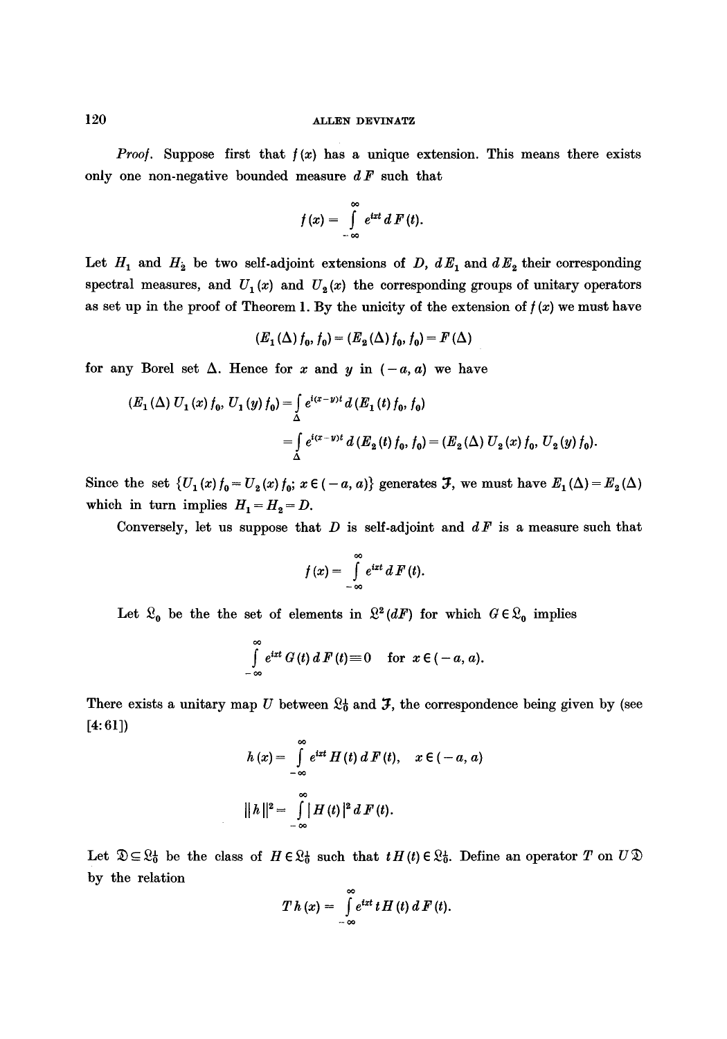*Proof.* Suppose first that $f(x)$ has a unique extension. This means there exists only one non-negative bounded measure $dF$ such that

$$f(x) = \int_{-\infty}^{\infty} e^{ixt}\, dF(t).$$

Let $H_1$ and $H_2$ be two self-adjoint extensions of $D$, $dE_1$ and $dE_2$ their corresponding spectral measures, and $U_1(x)$ and $U_2(x)$ the corresponding groups of unitary operators as set up in the proof of Theorem 1. By the unicity of the extension of $f(x)$ we must have

$$(E_1(\Delta) f_0, f_0) = (E_2(\Delta) f_0, f_0) = F(\Delta)$$

for any Borel set $\Delta$. Hence for $x$ and $y$ in $(-a, a)$ we have

$$\begin{aligned}(E_1(\Delta) U_1(x) f_0, U_1(y) f_0) &= \int_\Delta e^{i(x-y)t}\, d(E_1(t) f_0, f_0) \\ &= \int_\Delta e^{i(x-y)t}\, d(E_2(t) f_0, f_0) = (E_2(\Delta) U_2(x) f_0, U_2(y) f_0).\end{aligned}$$

Since the set $\{U_1(x) f_0 = U_2(x) f_0;\ x \in (-a, a)\}$ generates $\mathfrak{J}$, we must have $E_1(\Delta) = E_2(\Delta)$ which in turn implies $H_1 = H_2 = D$.

Conversely, let us suppose that $D$ is self-adjoint and $dF$ is a measure such that

$$f(x) = \int_{-\infty}^{\infty} e^{ixt}\, dF(t).$$

Let $\mathfrak{L}_0$ be the the set of elements in $\mathfrak{L}^2(dF)$ for which $G \in \mathfrak{L}_0$ implies

$$\int_{-\infty}^{\infty} e^{ixt}\, G(t)\, dF(t) \equiv 0 \quad \text{for } x \in (-a, a).$$

There exists a unitary map $U$ between $\mathfrak{L}_0^\perp$ and $\mathfrak{J}$, the correspondence being given by (see [4: 61])

$$h(x) = \int_{-\infty}^{\infty} e^{ixt}\, H(t)\, dF(t), \quad x \in (-a, a)$$

$$\|h\|^2 = \int_{-\infty}^{\infty} |H(t)|^2\, dF(t).$$

Let $\mathfrak{D} \subseteq \mathfrak{L}_0^\perp$ be the class of $H \in \mathfrak{L}_0^\perp$ such that $tH(t) \in \mathfrak{L}_0^\perp$. Define an operator $T$ on $U\mathfrak{D}$ by the relation

$$Th(x) = \int_{-\infty}^{\infty} e^{ixt}\, tH(t)\, dF(t).$$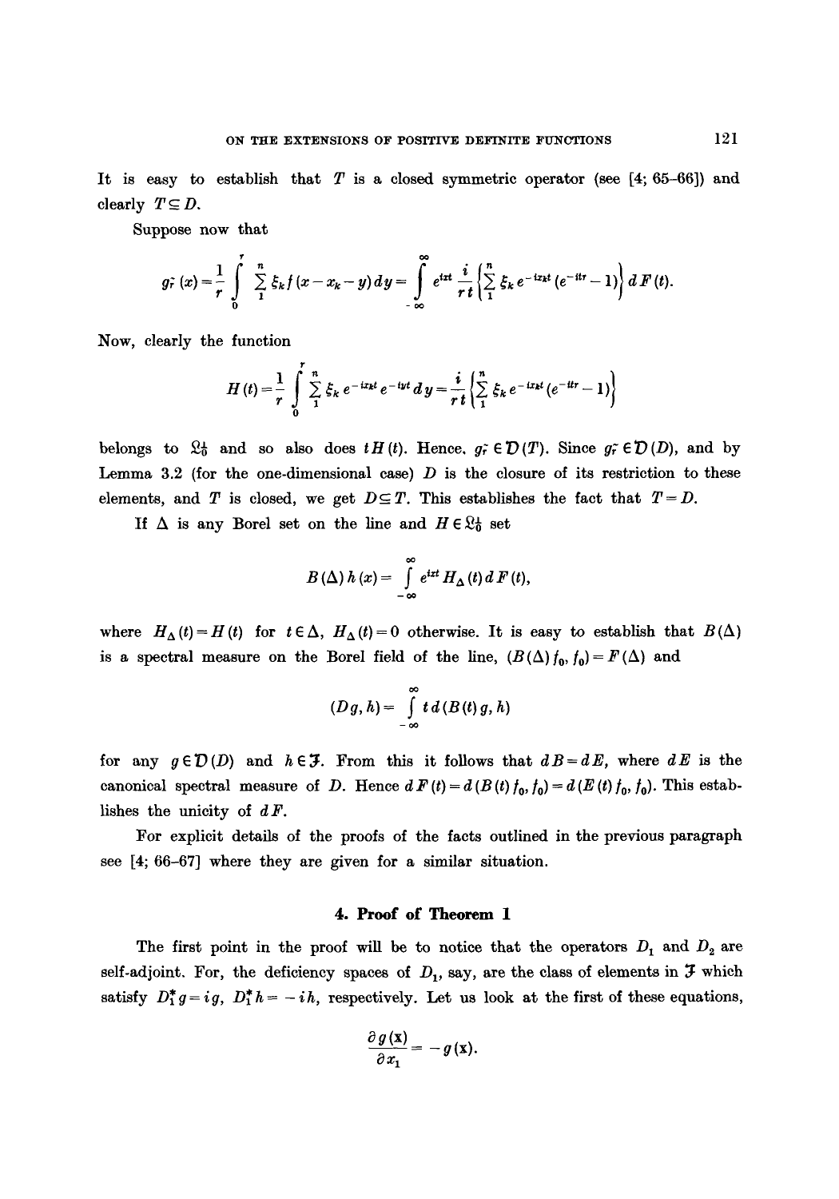It is easy to establish that $T$ is a closed symmetric operator (see [4; 65–66]) and clearly $T \subseteq D$.

Suppose now that

$$g_r^{\sim}(x) = \frac{1}{r}\int_0^r \sum_1^n \xi_k f(x - x_k - y)\, dy = \int_{-\infty}^{\infty} e^{ixt} \frac{i}{rt}\left\{\sum_1^n \xi_k e^{-ix_k t}(e^{-itr} - 1)\right\} dF(t).$$

Now, clearly the function

$$H(t) = \frac{1}{r}\int_0^r \sum_1^n \xi_k e^{-ix_k t} e^{-iyt}\, dy = \frac{i}{rt}\left\{\sum_1^n \xi_k e^{-ix_k t}(e^{-itr} - 1)\right\}$$

belongs to $\mathfrak{L}_0^1$ and so also does $tH(t)$. Hence, $g_r^{\sim} \in \mathfrak{D}(T)$. Since $g_r^{\sim} \in \mathfrak{D}(D)$, and by Lemma 3.2 (for the one-dimensional case) $D$ is the closure of its restriction to these elements, and $T$ is closed, we get $D \subseteq T$. This establishes the fact that $T = D$.

If $\Delta$ is any Borel set on the line and $H \in \mathfrak{L}_0^1$ set

$$B(\Delta)\, h(x) = \int_{-\infty}^{\infty} e^{ixt} H_\Delta(t)\, dF(t),$$

where $H_\Delta(t) = H(t)$ for $t \in \Delta$, $H_\Delta(t) = 0$ otherwise. It is easy to establish that $B(\Delta)$ is a spectral measure on the Borel field of the line, $(B(\Delta) f_0, f_0) = F(\Delta)$ and

$$(Dg, h) = \int_{-\infty}^{\infty} t\, d(B(t)\, g, h)$$

for any $g \in \mathfrak{D}(D)$ and $h \in \mathfrak{F}$. From this it follows that $dB = dE$, where $dE$ is the canonical spectral measure of $D$. Hence $dF(t) = d(B(t) f_0, f_0) = d(E(t) f_0, f_0)$. This establishes the unicity of $dF$.

For explicit details of the proofs of the facts outlined in the previous paragraph see [4; 66–67] where they are given for a similar situation.

## 4. Proof of Theorem 1

The first point in the proof will be to notice that the operators $D_1$ and $D_2$ are self-adjoint. For, the deficiency spaces of $D_1$, say, are the class of elements in $\mathfrak{F}$ which satisfy $D_1^* g = ig$, $D_1^* h = -ih$, respectively. Let us look at the first of these equations,

$$\frac{\partial g(\mathbf{x})}{\partial x_1} = -g(\mathbf{x}).$$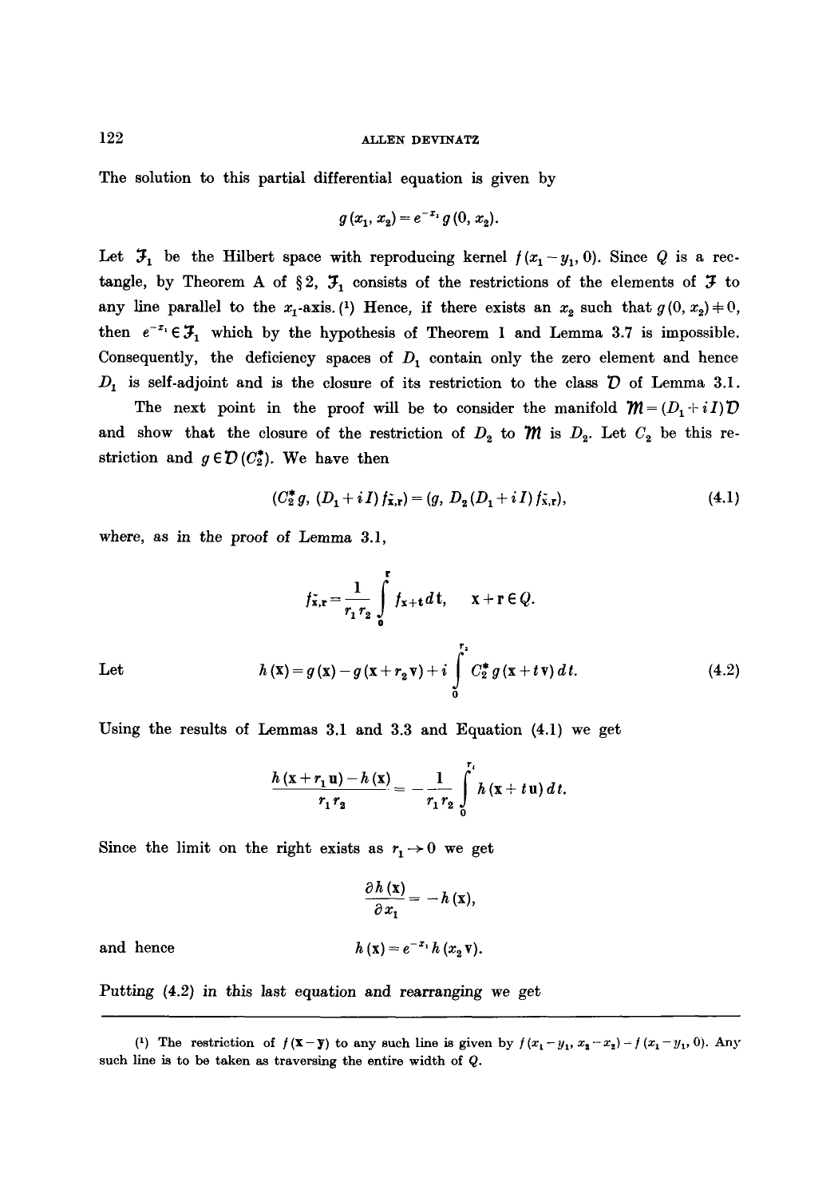The solution to this partial differential equation is given by

$$g(x_1, x_2) = e^{-x_1} g(0, x_2).$$

Let $\mathfrak{J}_1$ be the Hilbert space with reproducing kernel $f(x_1 - y_1, 0)$. Since $Q$ is a rectangle, by Theorem A of § 2, $\mathfrak{J}_1$ consists of the restrictions of the elements of $\mathfrak{J}$ to any line parallel to the $x_1$-axis.[1] Hence, if there exists an $x_2$ such that $g(0, x_2) \neq 0$, then $e^{-x_1} \in \mathfrak{J}_1$ which by the hypothesis of Theorem 1 and Lemma 3.7 is impossible. Consequently, the deficiency spaces of $D_1$ contain only the zero element and hence $D_1$ is self-adjoint and is the closure of its restriction to the class $\mathcal{D}$ of Lemma 3.1.

The next point in the proof will be to consider the manifold $\mathcal{M} = (D_1 + iI)\mathcal{D}$ and show that the closure of the restriction of $D_2$ to $\mathcal{M}$ is $D_2$. Let $C_2$ be this restriction and $g \in \mathcal{D}(C_2^*)$. We have then

$$(C_2^* g, (D_1 + iI) f_{\tilde{\mathbf{x}},\mathbf{r}}) = (g, D_2(D_1 + iI) f_{\tilde{\mathbf{x}},\mathbf{r}}), \tag{4.1}$$

where, as in the proof of Lemma 3.1,

$$f_{\tilde{\mathbf{x}},\mathbf{r}} = \frac{1}{r_1 r_2} \int_0^{\mathbf{r}} f_{\mathbf{x}+\mathbf{t}} \, d\mathbf{t}, \qquad \mathbf{x} + \mathbf{r} \in Q.$$

Let

$$h(\mathbf{x}) = g(\mathbf{x}) - g(\mathbf{x} + r_2 \mathbf{v}) + i \int_0^{r_2} C_2^* g(\mathbf{x} + t\mathbf{v}) \, dt. \tag{4.2}$$

Using the results of Lemmas 3.1 and 3.3 and Equation (4.1) we get

$$\frac{h(\mathbf{x} + r_1 \mathbf{u}) - h(\mathbf{x})}{r_1 r_2} = -\frac{1}{r_1 r_2} \int_0^{r_1} h(\mathbf{x} + t\mathbf{u}) \, dt.$$

Since the limit on the right exists as $r_1 \to 0$ we get

$$\frac{\partial h(\mathbf{x})}{\partial x_1} = -h(\mathbf{x}),$$

and hence

$$h(\mathbf{x}) = e^{-x_1} h(x_2 \mathbf{v}).$$

Putting (4.2) in this last equation and rearranging we get

---

[1] The restriction of $f(\mathbf{x} - \mathbf{y})$ to any such line is given by $f(x_1 - y_1, x_2 - x_2) = f(x_1 - y_1, 0)$. Any such line is to be taken as traversing the entire width of $Q$.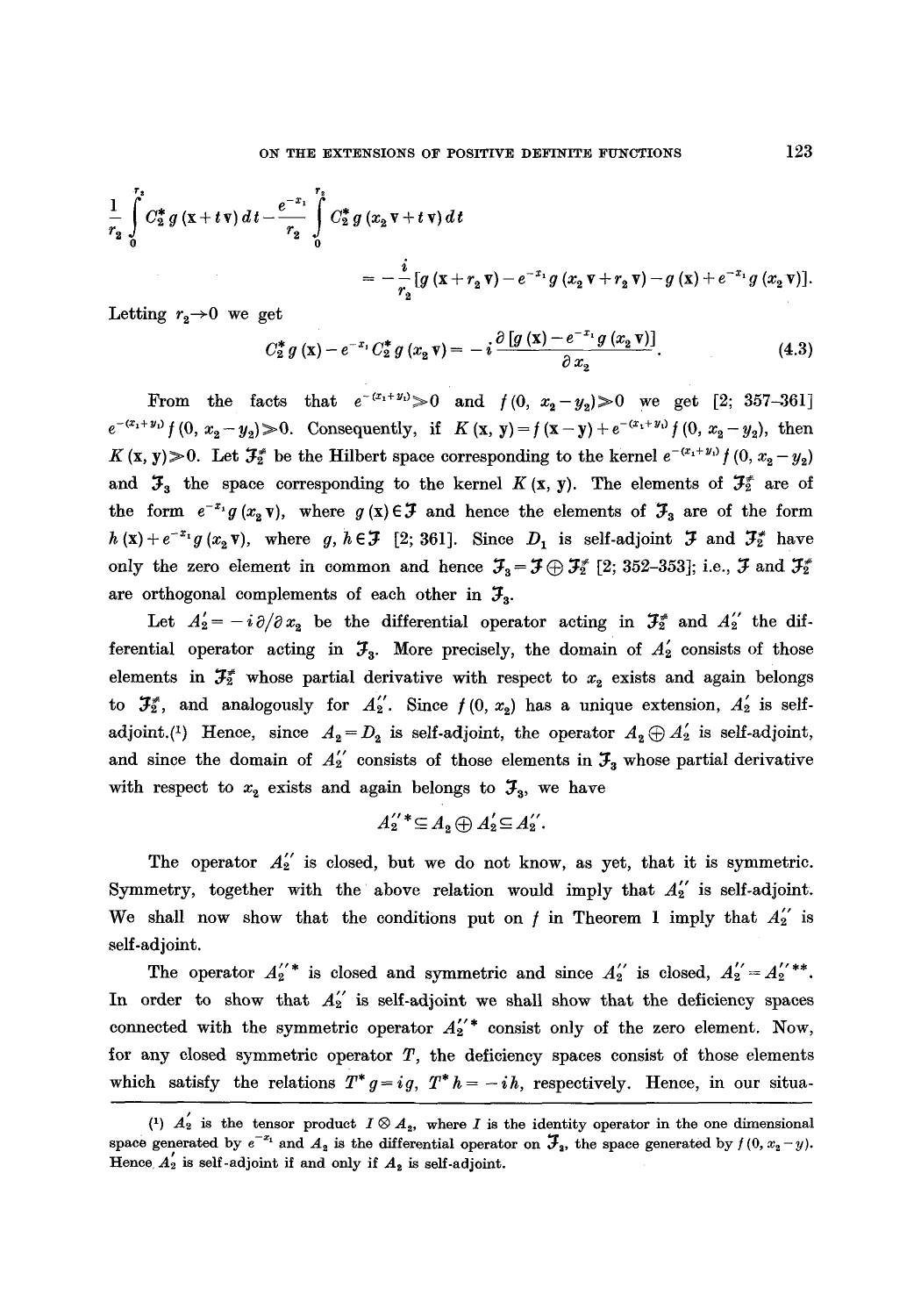$$\frac{1}{r_2}\int_0^{r_2} C_2^* g(\mathbf{x}+t\mathbf{v})\,dt - \frac{e^{-x_1}}{r_2}\int_0^{r_2} C_2^* g(x_2\mathbf{v}+t\mathbf{v})\,dt$$

$$= -\frac{i}{r_2}[g(\mathbf{x}+r_2\mathbf{v}) - e^{-x_1}g(x_2\mathbf{v}+r_2\mathbf{v}) - g(\mathbf{x}) + e^{-x_1}g(x_2\mathbf{v})].$$

Letting $r_2 \to 0$ we get

$$C_2^* g(\mathbf{x}) - e^{-x_1} C_2^* g(x_2\mathbf{v}) = -i\frac{\partial [g(\mathbf{x}) - e^{-x_1}g(x_2\mathbf{v})]}{\partial x_2}. \tag{4.3}$$

From the facts that $e^{-(x_1+y_1)} \gg 0$ and $f(0, x_2-y_2) \gg 0$ we get [2; 357–361] $e^{-(x_1+y_1)}f(0, x_2-y_2) \gg 0$. Consequently, if $K(\mathbf{x}, \mathbf{y}) = f(\mathbf{x}-\mathbf{y}) + e^{-(x_1+y_1)}f(0, x_2-y_2)$, then $K(\mathbf{x}, \mathbf{y}) \gg 0$. Let $\mathfrak{F}_2^{\#}$ be the Hilbert space corresponding to the kernel $e^{-(x_1+y_1)}f(0, x_2-y_2)$ and $\mathfrak{F}_3$ the space corresponding to the kernel $K(\mathbf{x}, \mathbf{y})$. The elements of $\mathfrak{F}_2^{\#}$ are of the form $e^{-x_1}g(x_2\mathbf{v})$, where $g(\mathbf{x}) \in \mathfrak{F}$ and hence the elements of $\mathfrak{F}_3$ are of the form $h(\mathbf{x}) + e^{-x_1}g(x_2\mathbf{v})$, where $g, h \in \mathfrak{F}$ [2; 361]. Since $D_1$ is self-adjoint $\mathfrak{F}$ and $\mathfrak{F}_2^{\#}$ have only the zero element in common and hence $\mathfrak{F}_3 = \mathfrak{F} \oplus \mathfrak{F}_2^{\#}$ [2; 352–353]; i.e., $\mathfrak{F}$ and $\mathfrak{F}_2^{\#}$ are orthogonal complements of each other in $\mathfrak{F}_3$.

Let $A_2' = -i\partial/\partial x_2$ be the differential operator acting in $\mathfrak{F}_2^{\#}$ and $A_2''$ the differential operator acting in $\mathfrak{F}_3$. More precisely, the domain of $A_2'$ consists of those elements in $\mathfrak{F}_2^{\#}$ whose partial derivative with respect to $x_2$ exists and again belongs to $\mathfrak{F}_2^{\#}$, and analogously for $A_2''$. Since $f(0, x_2)$ has a unique extension, $A_2'$ is self-adjoint.(1) Hence, since $A_2 = D_2$ is self-adjoint, the operator $A_2 \oplus A_2'$ is self-adjoint, and since the domain of $A_2''$ consists of those elements in $\mathfrak{F}_3$ whose partial derivative with respect to $x_2$ exists and again belongs to $\mathfrak{F}_3$, we have

$$A_2''^* \subseteq A_2 \oplus A_2' \subseteq A_2''.$$

The operator $A_2''$ is closed, but we do not know, as yet, that it is symmetric. Symmetry, together with the above relation would imply that $A_2''$ is self-adjoint. We shall now show that the conditions put on $f$ in Theorem 1 imply that $A_2''$ is self-adjoint.

The operator $A_2''^*$ is closed and symmetric and since $A_2''$ is closed, $A_2'' = A_2''^{**}$. In order to show that $A_2''$ is self-adjoint we shall show that the deficiency spaces connected with the symmetric operator $A_2''^*$ consist only of the zero element. Now, for any closed symmetric operator $T$, the deficiency spaces consist of those elements which satisfy the relations $T^*g = ig$, $T^*h = -ih$, respectively. Hence, in our situa-

---

(1) $A_2'$ is the tensor product $I \otimes A_2$, where $I$ is the identity operator in the one dimensional space generated by $e^{-x_1}$ and $A_2$ is the differential operator on $\mathfrak{F}_2$, the space generated by $f(0, x_2 - y)$. Hence $A_2'$ is self-adjoint if and only if $A_2$ is self-adjoint.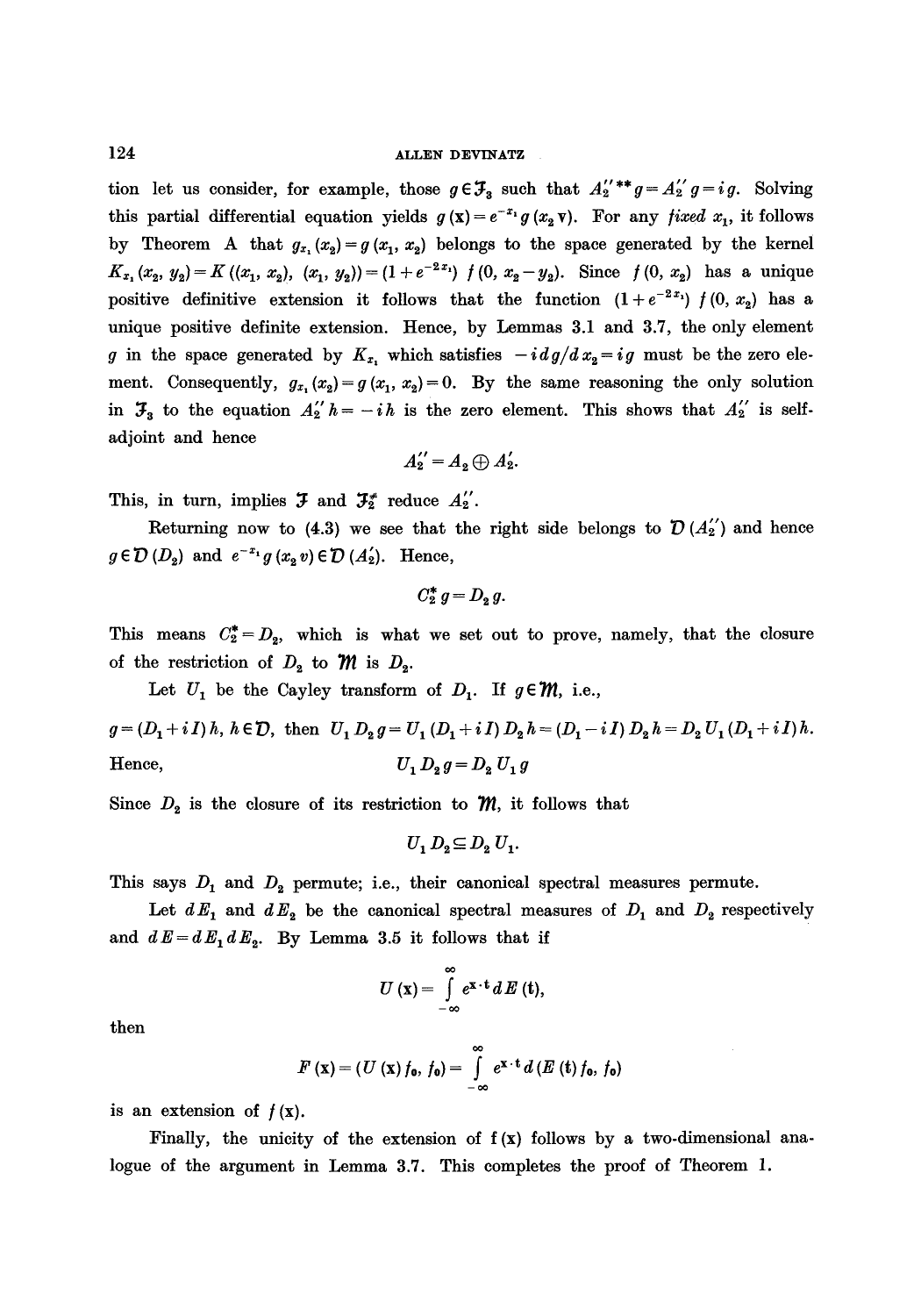tion let us consider, for example, those $g \in \mathfrak{J}_3$ such that $A_2''^{**} g = A_2'' g = i g$. Solving this partial differential equation yields $g(\mathbf{x}) = e^{-x_1} g(x_2 \mathbf{v})$. For any *fixed* $x_1$, it follows by Theorem A that $g_{x_1}(x_2) = g(x_1, x_2)$ belongs to the space generated by the kernel $K_{x_1}(x_2, y_2) = K((x_1, x_2), (x_1, y_2)) = (1 + e^{-2x_1}) f(0, x_2 - y_2)$. Since $f(0, x_2)$ has a unique positive definitive extension it follows that the function $(1 + e^{-2x_1}) f(0, x_2)$ has a unique positive definite extension. Hence, by Lemmas 3.1 and 3.7, the only element $g$ in the space generated by $K_{x_1}$ which satisfies $-i\,dg/dx_2 = ig$ must be the zero element. Consequently, $g_{x_1}(x_2) = g(x_1, x_2) = 0$. By the same reasoning the only solution in $\mathfrak{J}_3$ to the equation $A_2'' h = -ih$ is the zero element. This shows that $A_2''$ is self-adjoint and hence

$$A_2'' = A_2 \oplus A_2'.$$

This, in turn, implies $\mathfrak{J}$ and $\mathfrak{J}_2^{\#}$ reduce $A_2''$.

Returning now to (4.3) we see that the right side belongs to $\mathfrak{D}(A_2'')$ and hence $g \in \mathfrak{D}(D_2)$ and $e^{-x_1} g(x_2 v) \in \mathfrak{D}(A_2')$. Hence,

$$C_2^* g = D_2 g.$$

This means $C_2^* = D_2$, which is what we set out to prove, namely, that the closure of the restriction of $D_2$ to $\mathfrak{M}$ is $D_2$.

Let $U_1$ be the Cayley transform of $D_1$. If $g \in \mathfrak{M}$, i.e.,

$g = (D_1 + iI) h$, $h \in \mathfrak{D}$, then $U_1 D_2 g = U_1 (D_1 + iI) D_2 h = (D_1 - iI) D_2 h = D_2 U_1 (D_1 + iI) h$.

Hence,

$$U_1 D_2 g = D_2 U_1 g$$

Since $D_2$ is the closure of its restriction to $\mathfrak{M}$, it follows that

$$U_1 D_2 \subseteq D_2 U_1.$$

This says $D_1$ and $D_2$ permute; i.e., their canonical spectral measures permute.

Let $dE_1$ and $dE_2$ be the canonical spectral measures of $D_1$ and $D_2$ respectively and $dE = dE_1 dE_2$. By Lemma 3.5 it follows that if

$$U(\mathbf{x}) = \int_{-\infty}^{\infty} e^{\mathbf{x} \cdot \mathbf{t}} dE(\mathbf{t}),$$

then

$$F(\mathbf{x}) = (U(\mathbf{x}) f_0, f_0) = \int_{-\infty}^{\infty} e^{\mathbf{x} \cdot \mathbf{t}} d(E(\mathbf{t}) f_0, f_0)$$

is an extension of $f(\mathbf{x})$.

Finally, the unicity of the extension of $f(\mathbf{x})$ follows by a two-dimensional analogue of the argument in Lemma 3.7. This completes the proof of Theorem 1.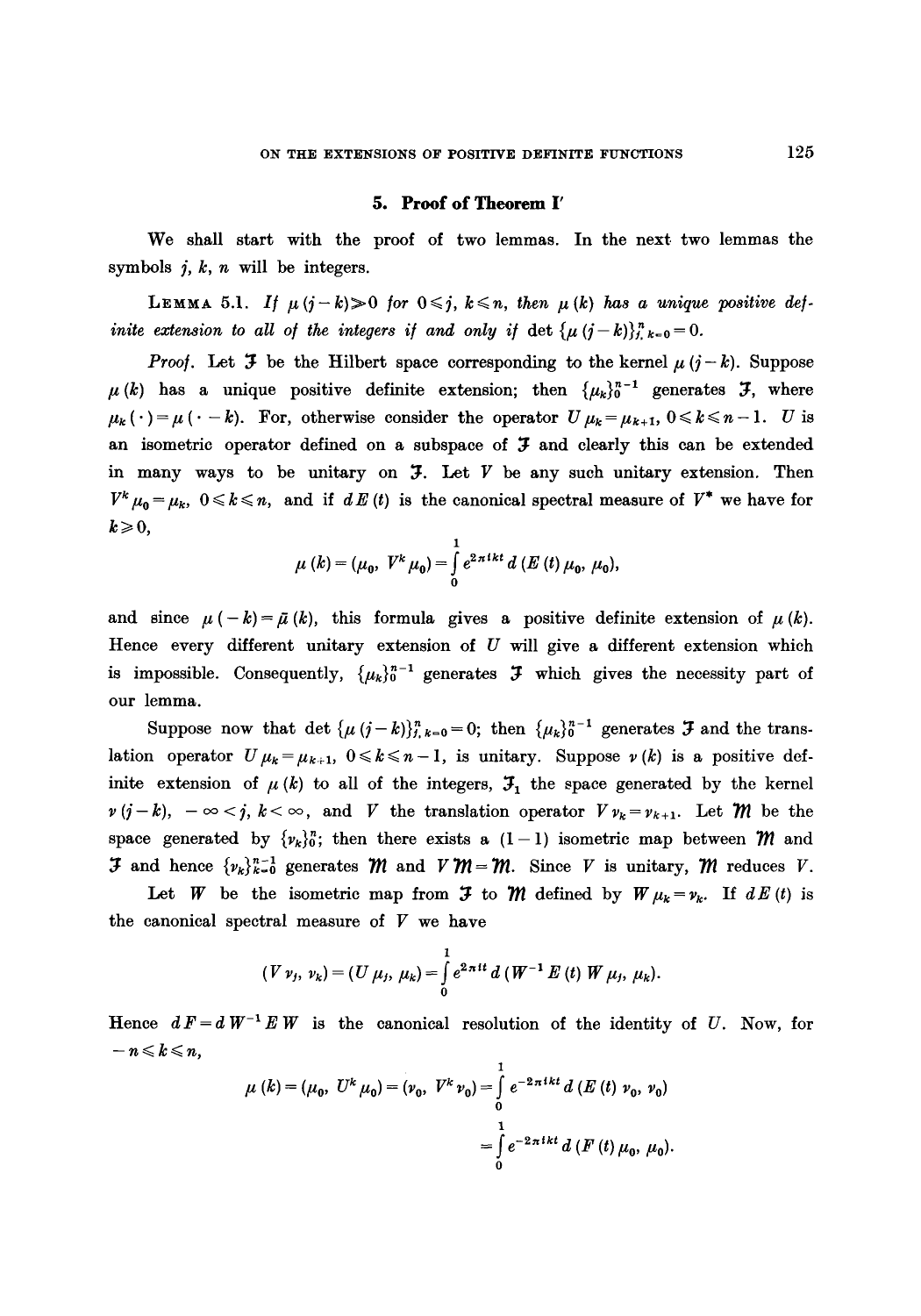## 5. Proof of Theorem I′

We shall start with the proof of two lemmas. In the next two lemmas the symbols $j$, $k$, $n$ will be integers.

**Lemma 5.1.** *If $\mu(j-k) \gg 0$ for $0 \leqslant j, k \leqslant n$, then $\mu(k)$ has a unique positive definite extension to all of the integers if and only if* $\det \{\mu(j-k)\}_{j,k=0}^{n} = 0$.

*Proof.* Let $\mathfrak{F}$ be the Hilbert space corresponding to the kernel $\mu(j-k)$. Suppose $\mu(k)$ has a unique positive definite extension; then $\{\mu_k\}_0^{n-1}$ generates $\mathfrak{F}$, where $\mu_k(\cdot) = \mu(\cdot - k)$. For, otherwise consider the operator $U\mu_k = \mu_{k+1}$, $0 \leqslant k \leqslant n-1$. $U$ is an isometric operator defined on a subspace of $\mathfrak{F}$ and clearly this can be extended in many ways to be unitary on $\mathfrak{F}$. Let $V$ be any such unitary extension. Then $V^k \mu_0 = \mu_k$, $0 \leqslant k \leqslant n$, and if $dE(t)$ is the canonical spectral measure of $V^*$ we have for $k \geqslant 0$,

$$\mu(k) = (\mu_0, V^k \mu_0) = \int_0^1 e^{2\pi i k t}\, d(E(t)\mu_0, \mu_0),$$

and since $\mu(-k) = \bar{\mu}(k)$, this formula gives a positive definite extension of $\mu(k)$. Hence every different unitary extension of $U$ will give a different extension which is impossible. Consequently, $\{\mu_k\}_0^{n-1}$ generates $\mathfrak{F}$ which gives the necessity part of our lemma.

Suppose now that $\det \{\mu(j-k)\}_{j,k=0}^{n} = 0$; then $\{\mu_k\}_0^{n-1}$ generates $\mathfrak{F}$ and the translation operator $U\mu_k = \mu_{k+1}$, $0 \leqslant k \leqslant n-1$, is unitary. Suppose $\nu(k)$ is a positive definite extension of $\mu(k)$ to all of the integers, $\mathfrak{F}_1$ the space generated by the kernel $\nu(j-k)$, $-\infty < j, k < \infty$, and $V$ the translation operator $V\nu_k = \nu_{k+1}$. Let $\mathfrak{M}$ be the space generated by $\{\nu_k\}_0^n$; then there exists a $(1-1)$ isometric map between $\mathfrak{M}$ and $\mathfrak{F}$ and hence $\{\nu_k\}_{k=0}^{n-1}$ generates $\mathfrak{M}$ and $V\mathfrak{M} = \mathfrak{M}$. Since $V$ is unitary, $\mathfrak{M}$ reduces $V$.

Let $W$ be the isometric map from $\mathfrak{F}$ to $\mathfrak{M}$ defined by $W\mu_k = \nu_k$. If $dE(t)$ is the canonical spectral measure of $V$ we have

$$(V\nu_j, \nu_k) = (U\mu_j, \mu_k) = \int_0^1 e^{2\pi i t}\, d(W^{-1}E(t)W\mu_j, \mu_k).$$

Hence $dF = dW^{-1}EW$ is the canonical resolution of the identity of $U$. Now, for $-n \leqslant k \leqslant n$,

$$\mu(k) = (\mu_0, U^k \mu_0) = (\nu_0, V^k \nu_0) = \int_0^1 e^{-2\pi i k t}\, d(E(t)\nu_0, \nu_0)$$

$$= \int_0^1 e^{-2\pi i k t}\, d(F(t)\mu_0, \mu_0).$$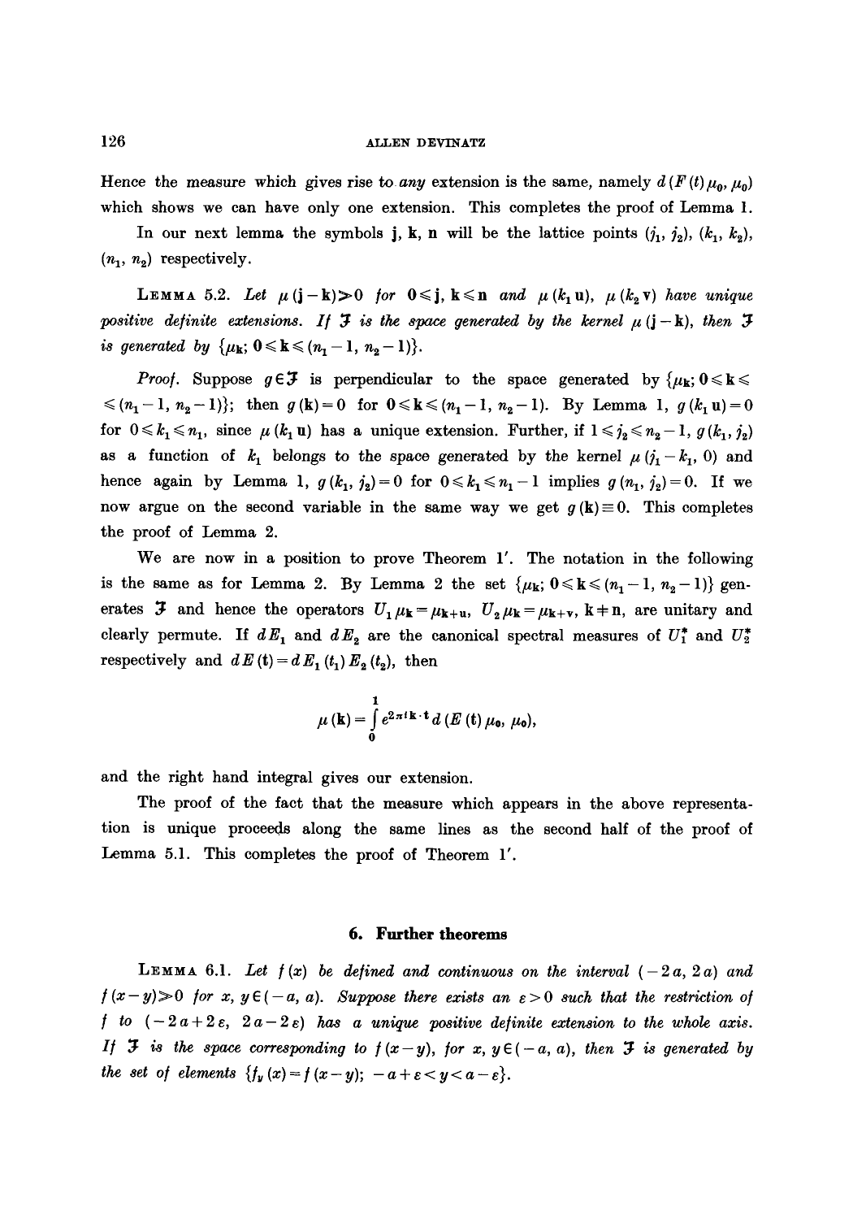Hence the measure which gives rise to *any* extension is the same, namely $d(F(t)\mu_0, \mu_0)$ which shows we can have only one extension. This completes the proof of Lemma 1.

In our next lemma the symbols $\mathbf{j}$, $\mathbf{k}$, $\mathbf{n}$ will be the lattice points $(j_1, j_2)$, $(k_1, k_2)$, $(n_1, n_2)$ respectively.

**Lemma 5.2.** *Let $\mu(\mathbf{j}-\mathbf{k}) \gg 0$ for $0 \leqslant \mathbf{j}, \mathbf{k} \leqslant \mathbf{n}$ and $\mu(k_1 \mathbf{u})$, $\mu(k_2 \mathbf{v})$ have unique positive definite extensions. If $\mathfrak{J}$ is the space generated by the kernel $\mu(\mathbf{j}-\mathbf{k})$, then $\mathfrak{J}$ is generated by $\{\mu_{\mathbf{k}};\ 0 \leqslant \mathbf{k} \leqslant (n_1 - 1, n_2 - 1)\}$.*

*Proof.* Suppose $g \in \mathfrak{J}$ is perpendicular to the space generated by $\{\mu_{\mathbf{k}};\ 0 \leqslant \mathbf{k} \leqslant (n_1 - 1, n_2 - 1)\}$; then $g(\mathbf{k}) = 0$ for $0 \leqslant \mathbf{k} \leqslant (n_1 - 1, n_2 - 1)$. By Lemma 1, $g(k_1 \mathbf{u}) = 0$ for $0 \leqslant k_1 \leqslant n_1$, since $\mu(k_1 \mathbf{u})$ has a unique extension. Further, if $1 \leqslant j_2 \leqslant n_2 - 1$, $g(k_1, j_2)$ as a function of $k_1$ belongs to the space generated by the kernel $\mu(j_1 - k_1, 0)$ and hence again by Lemma 1, $g(k_1, j_2) = 0$ for $0 \leqslant k_1 \leqslant n_1 - 1$ implies $g(n_1, j_2) = 0$. If we now argue on the second variable in the same way we get $g(\mathbf{k}) \equiv 0$. This completes the proof of Lemma 2.

We are now in a position to prove Theorem 1′. The notation in the following is the same as for Lemma 2. By Lemma 2 the set $\{\mu_{\mathbf{k}};\ 0 \leqslant \mathbf{k} \leqslant (n_1 - 1, n_2 - 1)\}$ generates $\mathfrak{J}$ and hence the operators $U_1 \mu_{\mathbf{k}} = \mu_{\mathbf{k}+\mathbf{u}}$, $U_2 \mu_{\mathbf{k}} = \mu_{\mathbf{k}+\mathbf{v}}$, $\mathbf{k} \neq \mathbf{n}$, are unitary and clearly permute. If $dE_1$ and $dE_2$ are the canonical spectral measures of $U_1^*$ and $U_2^*$ respectively and $dE(\mathbf{t}) = dE_1(t_1) E_2(t_2)$, then

$$\mu(\mathbf{k}) = \int_0^1 e^{2\pi i \mathbf{k} \cdot \mathbf{t}}\, d(E(\mathbf{t})\mu_0, \mu_0),$$

and the right hand integral gives our extension.

The proof of the fact that the measure which appears in the above representation is unique proceeds along the same lines as the second half of the proof of Lemma 5.1. This completes the proof of Theorem 1′.

## 6. Further theorems

**Lemma 6.1.** *Let $f(x)$ be defined and continuous on the interval $(-2a, 2a)$ and $f(x-y) \gg 0$ for $x, y \in (-a, a)$. Suppose there exists an $\varepsilon > 0$ such that the restriction of $f$ to $(-2a + 2\varepsilon, 2a - 2\varepsilon)$ has a unique positive definite extension to the whole axis. If $\mathfrak{J}$ is the space corresponding to $f(x-y)$, for $x, y \in (-a, a)$, then $\mathfrak{J}$ is generated by the set of elements $\{f_y(x) = f(x-y);\ -a + \varepsilon < y < a - \varepsilon\}$.*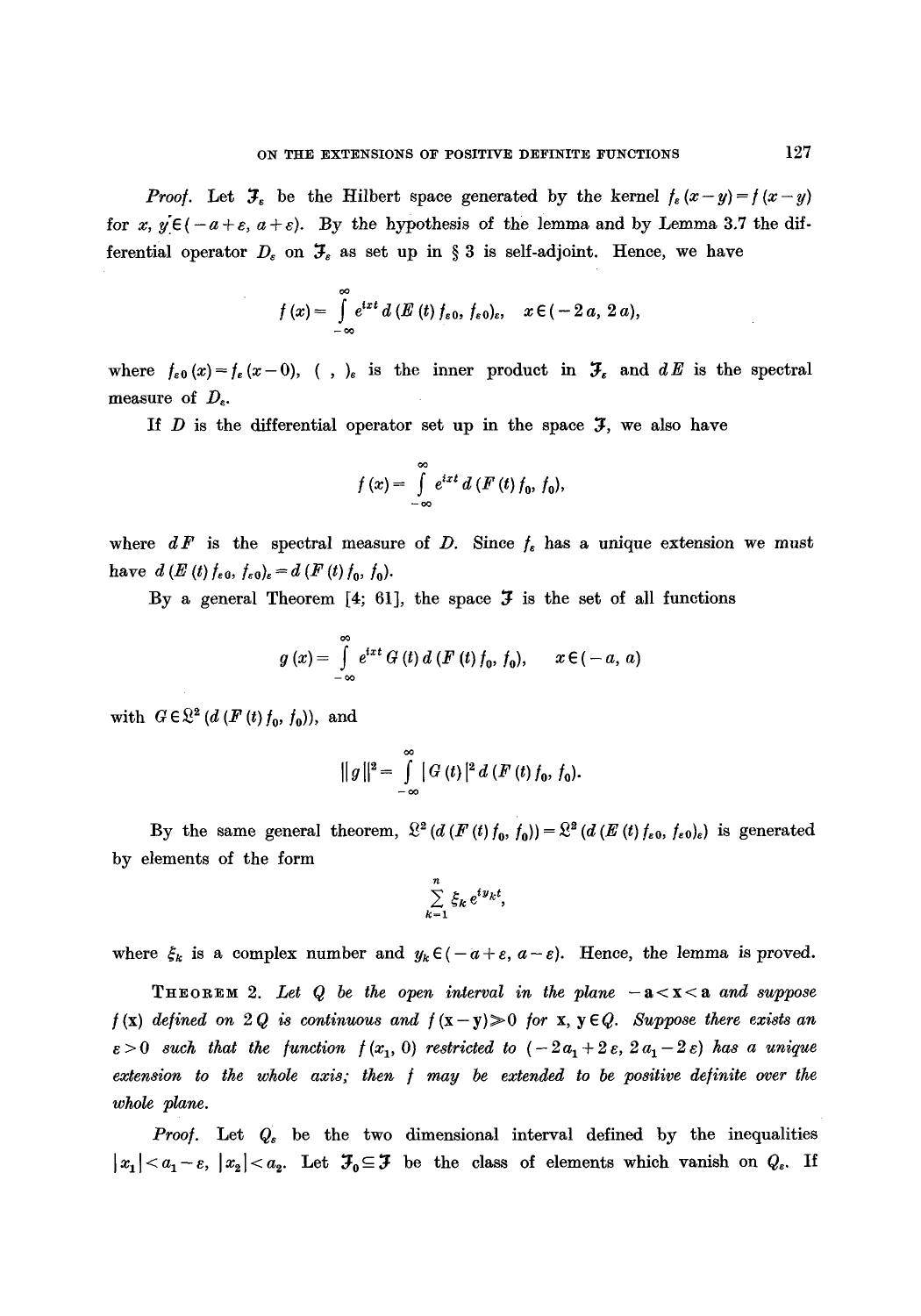*Proof.* Let $\mathfrak{F}_\varepsilon$ be the Hilbert space generated by the kernel $f_\varepsilon(x-y) = f(x-y)$ for $x, y \in (-a+\varepsilon, a+\varepsilon)$. By the hypothesis of the lemma and by Lemma 3.7 the differential operator $D_\varepsilon$ on $\mathfrak{F}_\varepsilon$ as set up in § 3 is self-adjoint. Hence, we have

$$f(x) = \int_{-\infty}^{\infty} e^{ixt}\, d(E(t) f_{\varepsilon 0}, f_{\varepsilon 0})_\varepsilon, \quad x \in (-2a, 2a),$$

where $f_{\varepsilon 0}(x) = f_\varepsilon(x-0)$, $(\ ,\ )_\varepsilon$ is the inner product in $\mathfrak{F}_\varepsilon$ and $dE$ is the spectral measure of $D_\varepsilon$.

If $D$ is the differential operator set up in the space $\mathfrak{F}$, we also have

$$f(x) = \int_{-\infty}^{\infty} e^{ixt}\, d(F(t) f_0, f_0),$$

where $dF$ is the spectral measure of $D$. Since $f_\varepsilon$ has a unique extension we must have $d(E(t) f_{\varepsilon 0}, f_{\varepsilon 0})_\varepsilon = d(F(t) f_0, f_0)$.

By a general Theorem [4; 61], the space $\mathfrak{F}$ is the set of all functions

$$g(x) = \int_{-\infty}^{\infty} e^{ixt}\, G(t)\, d(F(t) f_0, f_0), \quad x \in (-a, a)$$

with $G \in \mathfrak{L}^2(d(F(t) f_0, f_0))$, and

$$\|g\|^2 = \int_{-\infty}^{\infty} |G(t)|^2\, d(F(t) f_0, f_0).$$

By the same general theorem, $\mathfrak{L}^2(d(F(t) f_0, f_0)) = \mathfrak{L}^2(d(E(t) f_{\varepsilon 0}, f_{\varepsilon 0})_\varepsilon)$ is generated by elements of the form

$$\sum_{k=1}^{n} \xi_k e^{iy_k t},$$

where $\xi_k$ is a complex number and $y_k \in (-a+\varepsilon, a-\varepsilon)$. Hence, the lemma is proved.

THEOREM 2. *Let $Q$ be the open interval in the plane $-\mathbf{a} < \mathbf{x} < \mathbf{a}$ and suppose $f(\mathbf{x})$ defined on $2Q$ is continuous and $f(\mathbf{x}-\mathbf{y}) \gg 0$ for $\mathbf{x}, \mathbf{y} \in Q$. Suppose there exists an $\varepsilon > 0$ such that the function $f(x_1, 0)$ restricted to $(-2a_1 + 2\varepsilon, 2a_1 - 2\varepsilon)$ has a unique extension to the whole axis; then $f$ may be extended to be positive definite over the whole plane.*

*Proof.* Let $Q_\varepsilon$ be the two dimensional interval defined by the inequalities $|x_1| < a_1 - \varepsilon$, $|x_2| < a_2$. Let $\mathfrak{F}_0 \subseteq \mathfrak{F}$ be the class of elements which vanish on $Q_\varepsilon$. If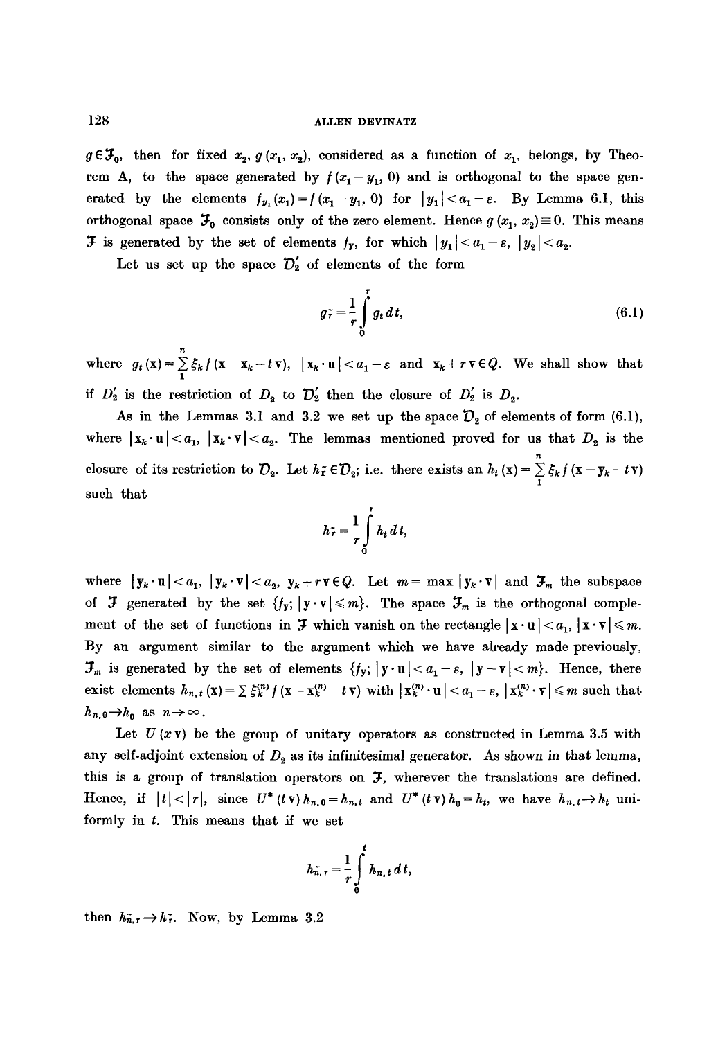$g \in \mathfrak{F}_0$, then for fixed $x_2$, $g(x_1, x_2)$, considered as a function of $x_1$, belongs, by Theorem A, to the space generated by $f(x_1 - y_1, 0)$ and is orthogonal to the space generated by the elements $f_{y_1}(x_1) = f(x_1 - y_1, 0)$ for $|y_1| < a_1 - \varepsilon$. By Lemma 6.1, this orthogonal space $\mathfrak{F}_0$ consists only of the zero element. Hence $g(x_1, x_2) \equiv 0$. This means $\mathfrak{F}$ is generated by the set of elements $f_{\mathbf{y}}$, for which $|y_1| < a_1 - \varepsilon$, $|y_2| < a_2$.

Let us set up the space $\mathfrak{D}_2'$ of elements of the form

$$g_r^{\sim} = \frac{1}{r} \int_0^r g_t \, dt, \tag{6.1}$$

where $g_t(\mathbf{x}) = \sum_1^n \xi_k f(\mathbf{x} - \mathbf{x}_k - t\mathbf{v})$, $|\mathbf{x}_k \cdot \mathbf{u}| < a_1 - \varepsilon$ and $\mathbf{x}_k + r\mathbf{v} \in Q$. We shall show that if $D_2'$ is the restriction of $D_2$ to $\mathfrak{D}_2'$ then the closure of $D_2'$ is $D_2$.

As in the Lemmas 3.1 and 3.2 we set up the space $\mathfrak{D}_2$ of elements of form (6.1), where $|\mathbf{x}_k \cdot \mathbf{u}| < a_1$, $|\mathbf{x}_k \cdot \mathbf{v}| < a_2$. The lemmas mentioned proved for us that $D_2$ is the closure of its restriction to $\mathfrak{D}_2$. Let $h_r^{\sim} \in \mathfrak{D}_2$; i.e. there exists an $h_t(\mathbf{x}) = \sum_1^n \xi_k f(\mathbf{x} - \mathbf{y}_k - t\mathbf{v})$ such that

$$h_r^{\sim} = \frac{1}{r} \int_0^r h_t \, dt,$$

where $|\mathbf{y}_k \cdot \mathbf{u}| < a_1$, $|\mathbf{y}_k \cdot \mathbf{v}| < a_2$, $\mathbf{y}_k + r\mathbf{v} \in Q$. Let $m = \max |\mathbf{y}_k \cdot \mathbf{v}|$ and $\mathfrak{F}_m$ the subspace of $\mathfrak{F}$ generated by the set $\{f_{\mathbf{y}}; |\mathbf{y} \cdot \mathbf{v}| \leqslant m\}$. The space $\mathfrak{F}_m$ is the orthogonal complement of the set of functions in $\mathfrak{F}$ which vanish on the rectangle $|\mathbf{x} \cdot \mathbf{u}| < a_1$, $|\mathbf{x} \cdot \mathbf{v}| \leqslant m$. By an argument similar to the argument which we have already made previously, $\mathfrak{F}_m$ is generated by the set of elements $\{f_{\mathbf{y}}; |\mathbf{y} \cdot \mathbf{u}| < a_1 - \varepsilon, |\mathbf{y} - \mathbf{v}| < m\}$. Hence, there exist elements $h_{n,t}(\mathbf{x}) = \sum \xi_k^{(n)} f(\mathbf{x} - \mathbf{x}_k^{(n)} - t\mathbf{v})$ with $|\mathbf{x}_k^{(n)} \cdot \mathbf{u}| < a_1 - \varepsilon$, $|\mathbf{x}_k^{(n)} \cdot \mathbf{v}| \leqslant m$ such that $h_{n,0} \to h_0$ as $n \to \infty$.

Let $U(x\mathbf{v})$ be the group of unitary operators as constructed in Lemma 3.5 with any self-adjoint extension of $D_2$ as its infinitesimal generator. As shown in that lemma, this is a group of translation operators on $\mathfrak{F}$, wherever the translations are defined. Hence, if $|t| < |r|$, since $U^*(t\mathbf{v}) h_{n,0} = h_{n,t}$ and $U^*(t\mathbf{v}) h_0 = h_t$, we have $h_{n,t} \to h_t$ uniformly in $t$. This means that if we set

$$h_{n,r}^{\sim} = \frac{1}{r} \int_0^t h_{n,t} \, dt,$$

then $h_{n,r}^{\sim} \to h_r^{\sim}$. Now, by Lemma 3.2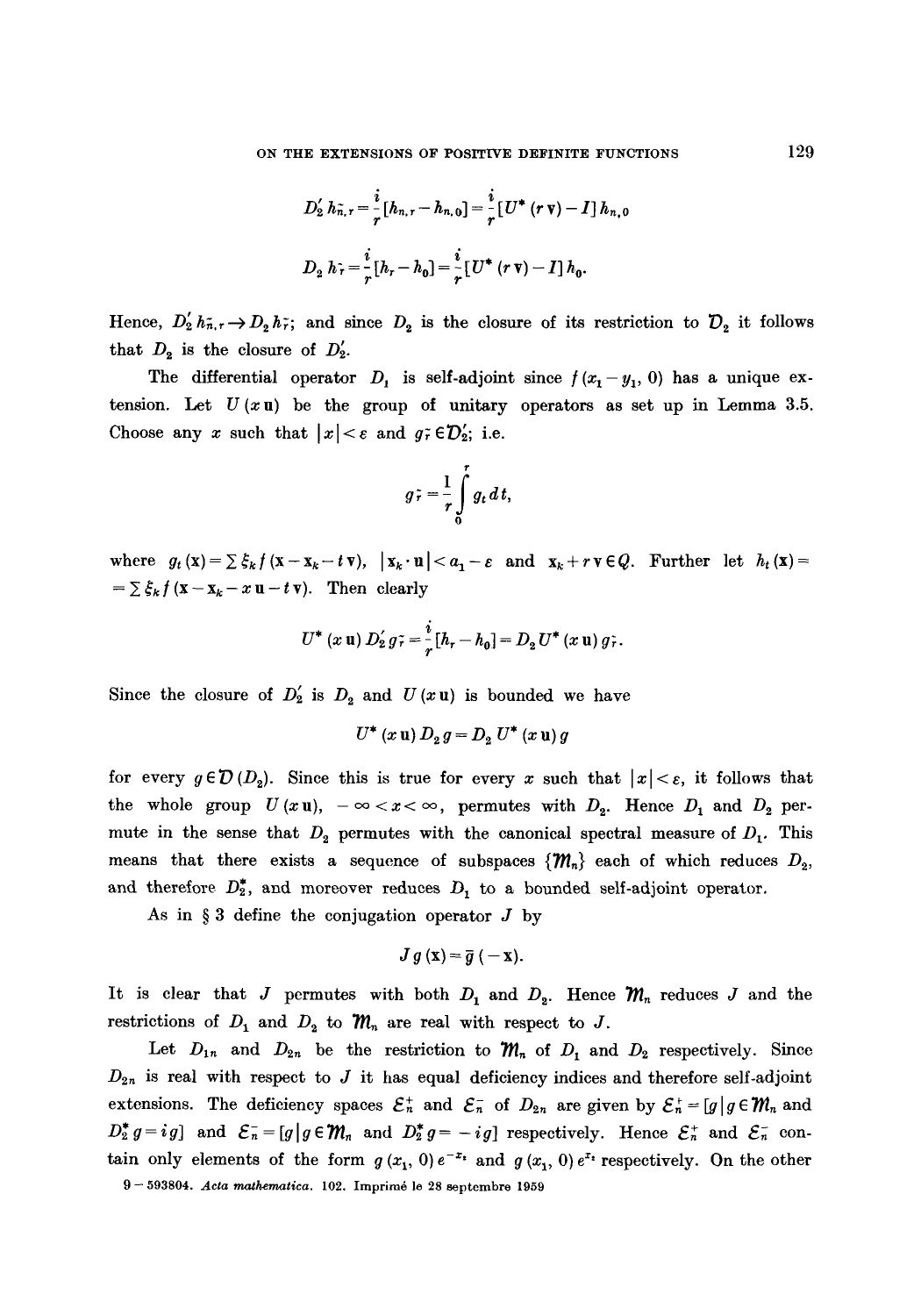$$D_2' h_{n,r}^{\sim} = \frac{i}{r}[h_{n,r} - h_{n,0}] = \frac{i}{r}[U^*(r\mathbf{v}) - I]\, h_{n,0}$$

$$D_2 h_r^{\sim} = \frac{i}{r}[h_r - h_0] = \frac{i}{r}[U^*(r\mathbf{v}) - I]\, h_0.$$

Hence, $D_2' h_{n,r}^{\sim} \to D_2 h_r^{\sim}$; and since $D_2$ is the closure of its restriction to $\mathcal{D}_2$ it follows that $D_2$ is the closure of $D_2'$.

The differential operator $D_1$ is self-adjoint since $f(x_1 - y_1, 0)$ has a unique extension. Let $U(x\mathbf{u})$ be the group of unitary operators as set up in Lemma 3.5. Choose any $x$ such that $|x| < \varepsilon$ and $g_r^{\sim} \in \mathcal{D}_2'$; i.e.

$$g_r^{\sim} = \frac{1}{r}\int_0^r g_t\, dt,$$

where $g_t(\mathbf{x}) = \sum \xi_k f(\mathbf{x} - \mathbf{x}_k - t\mathbf{v})$, $|\mathbf{x}_k \cdot \mathbf{u}| < a_1 - \varepsilon$ and $\mathbf{x}_k + r\mathbf{v} \in Q$. Further let $h_t(\mathbf{x}) = \sum \xi_k f(\mathbf{x} - \mathbf{x}_k - x\mathbf{u} - t\mathbf{v})$. Then clearly

$$U^*(x\mathbf{u})\, D_2' g_r^{\sim} = \frac{i}{r}[h_r - h_0] = D_2\, U^*(x\mathbf{u})\, g_r^{\sim}.$$

Since the closure of $D_2'$ is $D_2$ and $U(x\mathbf{u})$ is bounded we have

$$U^*(x\mathbf{u})\, D_2\, g = D_2\, U^*(x\mathbf{u})\, g$$

for every $g \in \mathcal{D}(D_2)$. Since this is true for every $x$ such that $|x| < \varepsilon$, it follows that the whole group $U(x\mathbf{u})$, $-\infty < x < \infty$, permutes with $D_2$. Hence $D_1$ and $D_2$ permute in the sense that $D_2$ permutes with the canonical spectral measure of $D_1$. This means that there exists a sequence of subspaces $\{\mathfrak{M}_n\}$ each of which reduces $D_2$, and therefore $D_2^*$, and moreover reduces $D_1$ to a bounded self-adjoint operator.

As in § 3 define the conjugation operator $J$ by

$$J\, g(\mathbf{x}) = \bar{g}(-\mathbf{x}).$$

It is clear that $J$ permutes with both $D_1$ and $D_2$. Hence $\mathfrak{M}_n$ reduces $J$ and the restrictions of $D_1$ and $D_2$ to $\mathfrak{M}_n$ are real with respect to $J$.

Let $D_{1n}$ and $D_{2n}$ be the restriction to $\mathfrak{M}_n$ of $D_1$ and $D_2$ respectively. Since $D_{2n}$ is real with respect to $J$ it has equal deficiency indices and therefore self-adjoint extensions. The deficiency spaces $\mathcal{E}_n^+$ and $\mathcal{E}_n^-$ of $D_{2n}$ are given by $\mathcal{E}_n^+ = [g \mid g \in \mathfrak{M}_n$ and $D_2^* g = i g]$ and $\mathcal{E}_n^- = [g \mid g \in \mathfrak{M}_n$ and $D_2^* g = -i g]$ respectively. Hence $\mathcal{E}_n^+$ and $\mathcal{E}_n^-$ contain only elements of the form $g(x_1, 0)\, e^{-x_2}$ and $g(x_1, 0)\, e^{x_2}$ respectively. On the other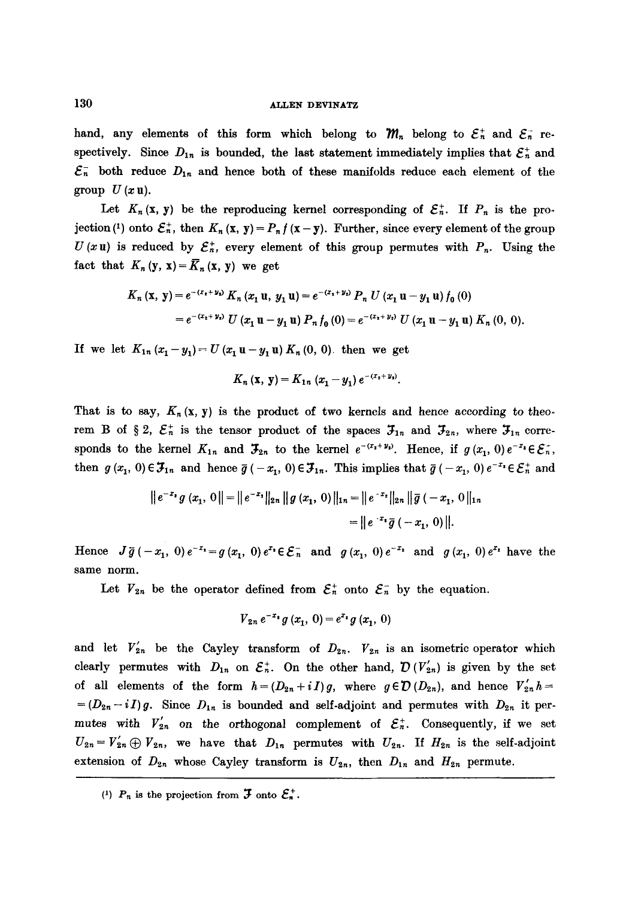hand, any elements of this form which belong to $\mathfrak{M}_n$ belong to $\mathcal{E}_n^+$ and $\mathcal{E}_n^-$ respectively. Since $D_{1n}$ is bounded, the last statement immediately implies that $\mathcal{E}_n^+$ and $\mathcal{E}_n^-$ both reduce $D_{1n}$ and hence both of these manifolds reduce each element of the group $U(x\,\mathbf{u})$.

Let $K_n(\mathbf{x}, \mathbf{y})$ be the reproducing kernel corresponding of $\mathcal{E}_n^+$. If $P_n$ is the projection[1] onto $\mathcal{E}_n^+$, then $K_n(\mathbf{x}, \mathbf{y}) = P_n f(\mathbf{x} - \mathbf{y})$. Further, since every element of the group $U(x\,\mathbf{u})$ is reduced by $\mathcal{E}_n^+$, every element of this group permutes with $P_n$. Using the fact that $K_n(\mathbf{y}, \mathbf{x}) = \bar{K}_n(\mathbf{x}, \mathbf{y})$ we get

$$K_n(\mathbf{x}, \mathbf{y}) = e^{-(x_2+y_2)} K_n(x_1\,\mathbf{u}, y_1\,\mathbf{u}) = e^{-(x_2+y_2)} P_n\, U(x_1\,\mathbf{u} - y_1\,\mathbf{u}) f_0(0)$$
$$= e^{-(x_2+y_2)}\, U(x_1\,\mathbf{u} - y_1\,\mathbf{u}) P_n f_0(0) = e^{-(x_2+y_2)}\, U(x_1\,\mathbf{u} - y_1\,\mathbf{u}) K_n(0, 0).$$

If we let $K_{1n}(x_1 - y_1) = U(x_1\,\mathbf{u} - y_1\,\mathbf{u}) K_n(0, 0)$. then we get

$$K_n(\mathbf{x}, \mathbf{y}) = K_{1n}(x_1 - y_1)\, e^{-(x_2+y_2)}.$$

That is to say, $K_n(\mathbf{x}, \mathbf{y})$ is the product of two kernels and hence according to theorem B of § 2, $\mathcal{E}_n^+$ is the tensor product of the spaces $\mathfrak{F}_{1n}$ and $\mathfrak{F}_{2n}$, where $\mathfrak{F}_{1n}$ corresponds to the kernel $K_{1n}$ and $\mathfrak{F}_{2n}$ to the kernel $e^{-(x_2+y_2)}$. Hence, if $g(x_1, 0)\, e^{-x_2} \in \mathcal{E}_n^+$, then $g(x_1, 0) \in \mathfrak{F}_{1n}$ and hence $\bar{g}(-x_1, 0) \in \mathfrak{F}_{1n}$. This implies that $\bar{g}(-x_1, 0)\, e^{-x_2} \in \mathcal{E}_n^+$ and

$$\| e^{-x_2} g(x_1, 0) \| = \| e^{-x_2} \|_{2n}\, \| g(x_1, 0) \|_{1n} = \| e^{-x_2} \|_{2n}\, \| \bar{g}(-x_1, 0) \|_{1n}$$
$$= \| e^{-x_2} \bar{g}(-x_1, 0) \|.$$

Hence $J\bar{g}(-x_1, 0)\, e^{-x_2} = g(x_1, 0)\, e^{x_2} \in \mathcal{E}_n^-$ and $g(x_1, 0)\, e^{-x_2}$ and $g(x_1, 0)\, e^{x_2}$ have the same norm.

Let $V_{2n}$ be the operator defined from $\mathcal{E}_n^+$ onto $\mathcal{E}_n^-$ by the equation.

$$V_{2n}\, e^{-x_2} g(x_1, 0) = e^{x_2} g(x_1, 0)$$

and let $V_{2n}'$ be the Cayley transform of $D_{2n}$. $V_{2n}$ is an isometric operator which clearly permutes with $D_{1n}$ on $\mathcal{E}_n^+$. On the other hand, $\mathcal{D}(V_{2n}')$ is given by the set of all elements of the form $h = (D_{2n} + iI)\, g$, where $g \in \mathcal{D}(D_{2n})$, and hence $V_{2n}' h = (D_{2n} - iI)\, g$. Since $D_{1n}$ is bounded and self-adjoint and permutes with $D_{2n}$ it permutes with $V_{2n}'$ on the orthogonal complement of $\mathcal{E}_n^+$. Consequently, if we set $U_{2n} = V_{2n}' \oplus V_{2n}$, we have that $D_{1n}$ permutes with $U_{2n}$. If $H_{2n}$ is the self-adjoint extension of $D_{2n}$ whose Cayley transform is $U_{2n}$, then $D_{1n}$ and $H_{2n}$ permute.

---

[1] $P_n$ is the projection from $\mathfrak{F}$ onto $\mathcal{E}_n^+$.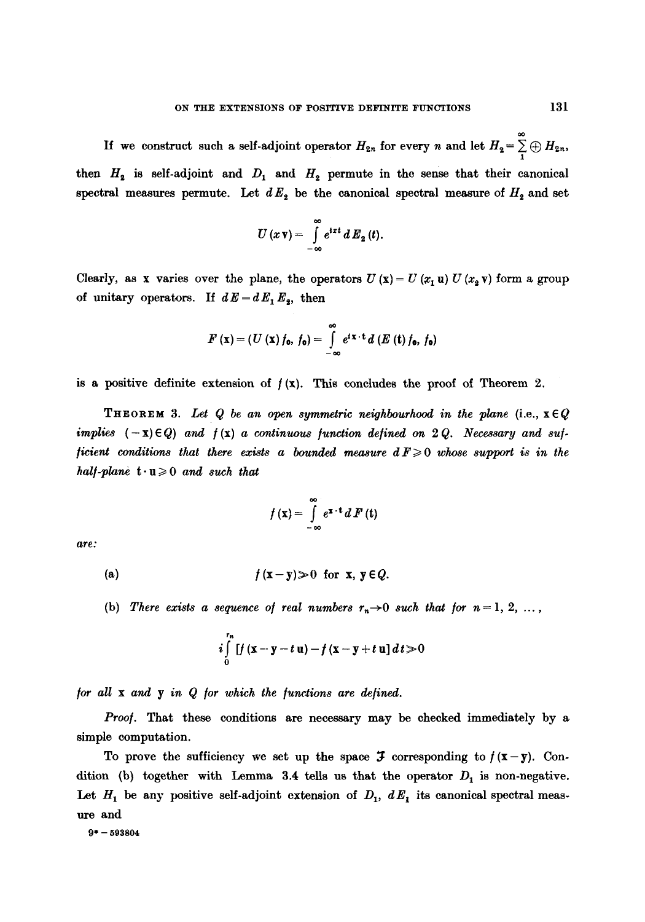If we construct such a self-adjoint operator $H_{2n}$ for every $n$ and let $H_2 = \sum_1^\infty \oplus H_{2n}$, then $H_2$ is self-adjoint and $D_1$ and $H_2$ permute in the sense that their canonical spectral measures permute. Let $dE_2$ be the canonical spectral measure of $H_2$ and set

$$U(x\mathbf{v}) = \int_{-\infty}^{\infty} e^{ixt}\, dE_2(t).$$

Clearly, as $\mathbf{x}$ varies over the plane, the operators $U(\mathbf{x}) = U(x_1 \mathbf{u})\, U(x_2 \mathbf{v})$ form a group of unitary operators. If $dE = dE_1 E_2$, then

$$F(\mathbf{x}) = (U(\mathbf{x}) f_0, f_0) = \int_{-\infty}^{\infty} e^{i\mathbf{x}\cdot\mathbf{t}}\, d(E(\mathbf{t}) f_0, f_0)$$

is a positive definite extension of $f(\mathbf{x})$. This concludes the proof of Theorem 2.

**Theorem 3.** *Let $Q$ be an open symmetric neighbourhood in the plane* (i.e., $\mathbf{x} \in Q$ *implies* $(-\mathbf{x}) \in Q$) *and $f(\mathbf{x})$ a continuous function defined on $2Q$. Necessary and sufficient conditions that there exists a bounded measure $dF \geqslant 0$ whose support is in the half-plane $\mathbf{t}\cdot\mathbf{u} \geqslant 0$ and such that*

$$f(\mathbf{x}) = \int_{-\infty}^{\infty} e^{\mathbf{x}\cdot\mathbf{t}}\, dF(\mathbf{t})$$

*are:*

(a) $$f(\mathbf{x} - \mathbf{y}) \gg 0 \ \text{ for } \mathbf{x}, \mathbf{y} \in Q.$$

(b) *There exists a sequence of real numbers $r_n \to 0$ such that for $n = 1, 2, \ldots,$*

$$i\int_0^{r_n} [f(\mathbf{x} - \mathbf{y} - t\mathbf{u}) - f(\mathbf{x} - \mathbf{y} + t\mathbf{u}]\, dt \gg 0$$

*for all $\mathbf{x}$ and $\mathbf{y}$ in $Q$ for which the functions are defined.*

*Proof.* That these conditions are necessary may be checked immediately by a simple computation.

To prove the sufficiency we set up the space $\mathfrak{J}$ corresponding to $f(\mathbf{x} - \mathbf{y})$. Condition (b) together with Lemma 3.4 tells us that the operator $D_1$ is non-negative. Let $H_1$ be any positive self-adjoint extension of $D_1$, $dE_1$ its canonical spectral measure and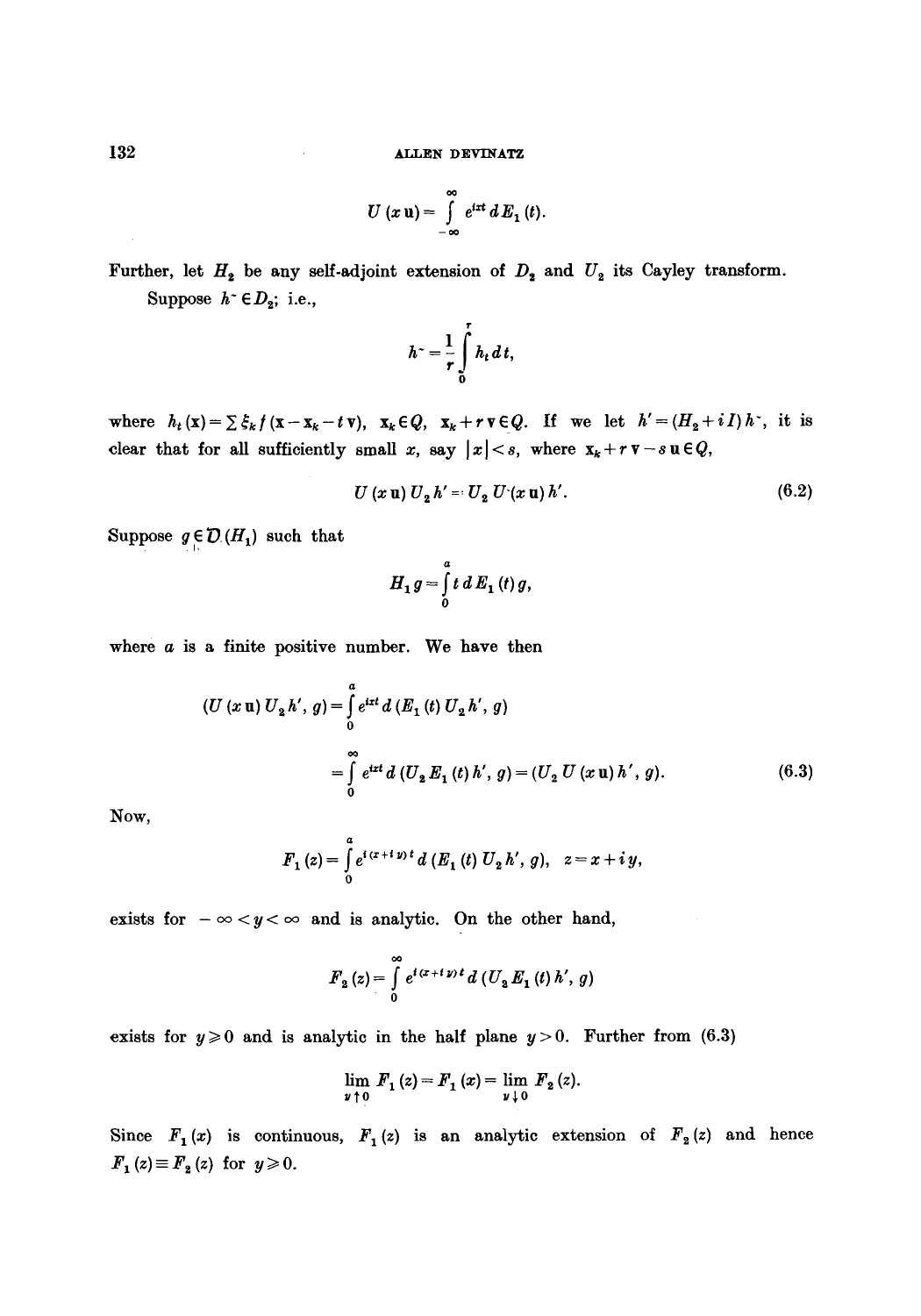$$U(x\,\mathbf{u}) = \int_{-\infty}^{\infty} e^{ixt}\, dE_1(t).$$

Further, let $H_2$ be any self-adjoint extension of $D_2$ and $U_2$ its Cayley transform.

Suppose $h^{\sim} \in D_2$; i.e.,

$$h^{\sim} = \frac{1}{r}\int_0^r h_t\, dt,$$

where $h_t(\mathbf{x}) = \sum \xi_k f(\mathbf{x} - \mathbf{x}_k - t\,\mathbf{v})$, $\mathbf{x}_k \in Q$, $\mathbf{x}_k + r\,\mathbf{v} \in Q$. If we let $h' = (H_2 + iI)\,h^{\sim}$, it is clear that for all sufficiently small $x$, say $|x| < s$, where $\mathbf{x}_k + r\,\mathbf{v} - s\,\mathbf{u} \in Q$,

$$U(x\,\mathbf{u})\, U_2\, h' = U_2\, U(x\,\mathbf{u})\, h'. \tag{6.2}$$

Suppose $g \in \mathfrak{D}(H_1)$ such that

$$H_1 g = \int_0^a t\, dE_1(t)\, g,$$

where $a$ is a finite positive number. We have then

$$\begin{aligned}(U(x\,\mathbf{u})\, U_2 h', g) &= \int_0^a e^{ixt}\, d\,(E_1(t)\, U_2 h', g) \\ &= \int_0^{\infty} e^{ixt}\, d\,(U_2 E_1(t)\, h', g) = (U_2\, U(x\,\mathbf{u})\, h', g).\end{aligned} \tag{6.3}$$

Now,

$$F_1(z) = \int_0^a e^{i(x+iy)t}\, d\,(E_1(t)\, U_2 h', g), \quad z = x + iy,$$

exists for $-\infty < y < \infty$ and is analytic. On the other hand,

$$F_2(z) = \int_0^{\infty} e^{i(x+iy)t}\, d\,(U_2 E_1(t)\, h', g)$$

exists for $y \geqslant 0$ and is analytic in the half plane $y > 0$. Further from (6.3)

$$\lim_{y \uparrow 0} F_1(z) = F_1(x) = \lim_{y \downarrow 0} F_2(z).$$

Since $F_1(x)$ is continuous, $F_1(z)$ is an analytic extension of $F_2(z)$ and hence $F_1(z) \equiv F_2(z)$ for $y \geqslant 0$.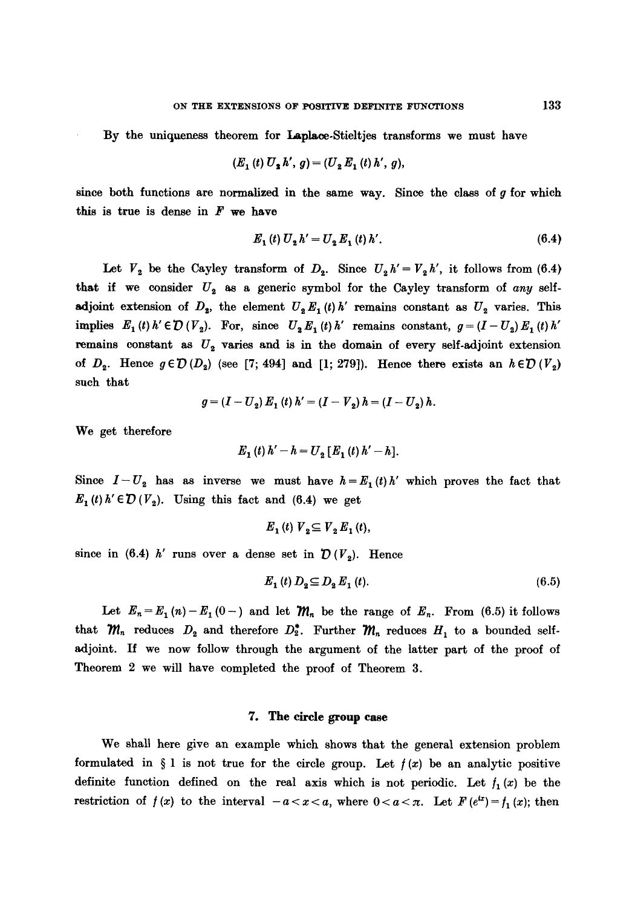By the uniqueness theorem for Laplace-Stieltjes transforms we must have

$$(E_1(t)\, U_2 h', g) = (U_2 E_1(t)\, h', g),$$

since both functions are normalized in the same way. Since the class of $g$ for which this is true is dense in $F$ we have

$$E_1(t)\, U_2 h' = U_2 E_1(t)\, h'. \tag{6.4}$$

Let $V_2$ be the Cayley transform of $D_2$. Since $U_2 h' = V_2 h'$, it follows from (6.4) that if we consider $U_2$ as a generic symbol for the Cayley transform of *any* self-adjoint extension of $D_2$, the element $U_2 E_1(t)\, h'$ remains constant as $U_2$ varies. This implies $E_1(t)\, h' \in \mathcal{D}(V_2)$. For, since $U_2 E_1(t)\, h'$ remains constant, $g = (I - U_2) E_1(t)\, h'$ remains constant as $U_2$ varies and is in the domain of every self-adjoint extension of $D_2$. Hence $g \in \mathcal{D}(D_2)$ (see [7; 494] and [1; 279]). Hence there exists an $h \in \mathcal{D}(V_2)$ such that

$$g = (I - U_2) E_1(t)\, h' = (I - V_2)\, h = (I - U_2)\, h.$$

We get therefore

$$E_1(t)\, h' - h = U_2 [E_1(t)\, h' - h].$$

Since $I - U_2$ has as inverse we must have $h = E_1(t)\, h'$ which proves the fact that $E_1(t)\, h' \in \mathcal{D}(V_2)$. Using this fact and (6.4) we get

$$E_1(t)\, V_2 \subseteq V_2 E_1(t),$$

since in (6.4) $h'$ runs over a dense set in $\mathcal{D}(V_2)$. Hence

$$E_1(t)\, D_2 \subseteq D_2 E_1(t). \tag{6.5}$$

Let $E_n = E_1(n) - E_1(0-)$ and let $\mathfrak{M}_n$ be the range of $E_n$. From (6.5) it follows that $\mathfrak{M}_n$ reduces $D_2$ and therefore $D_2^*$. Further $\mathfrak{M}_n$ reduces $H_1$ to a bounded self-adjoint. If we now follow through the argument of the latter part of the proof of Theorem 2 we will have completed the proof of Theorem 3.

## 7. The circle group case

We shall here give an example which shows that the general extension problem formulated in § 1 is not true for the circle group. Let $f(x)$ be an analytic positive definite function defined on the real axis which is not periodic. Let $f_1(x)$ be the restriction of $f(x)$ to the interval $-a < x < a$, where $0 < a < \pi$. Let $F(e^{ix}) = f_1(x)$; then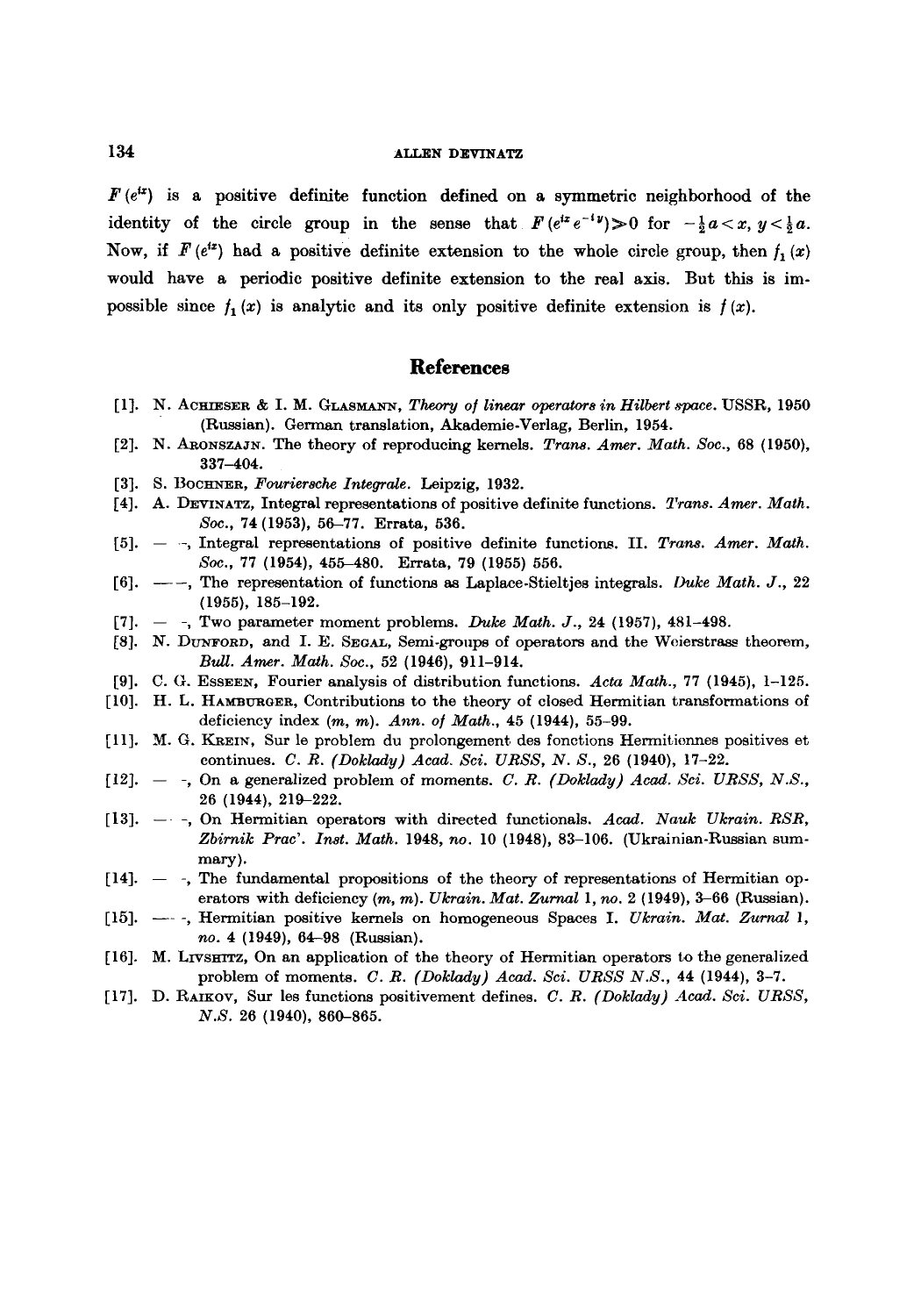$F(e^{ix})$ is a positive definite function defined on a symmetric neighborhood of the identity of the circle group in the sense that $F(e^{ix}e^{-iy}) \gg 0$ for $-\frac{1}{2}a < x, y < \frac{1}{2}a$. Now, if $F(e^{ix})$ had a positive definite extension to the whole circle group, then $f_1(x)$ would have a periodic positive definite extension to the real axis. But this is impossible since $f_1(x)$ is analytic and its only positive definite extension is $f(x)$.

## References

[1]. N. Achieser & I. M. Glasmann, *Theory of linear operators in Hilbert space*. USSR, 1950 (Russian). German translation, Akademie-Verlag, Berlin, 1954.

[2]. N. Aronszajn. The theory of reproducing kernels. *Trans. Amer. Math. Soc.*, 68 (1950), 337–404.

[3]. S. Bochner, *Fouriersche Integrale*. Leipzig, 1932.

[4]. A. Devinatz, Integral representations of positive definite functions. *Trans. Amer. Math. Soc.*, 74 (1953), 56–77. Errata, 536.

[5]. — –, Integral representations of positive definite functions. II. *Trans. Amer. Math. Soc.*, 77 (1954), 455–480. Errata, 79 (1955) 556.

[6]. ——, The representation of functions as Laplace-Stieltjes integrals. *Duke Math. J.*, 22 (1955), 185–192.

[7]. — –, Two parameter moment problems. *Duke Math. J.*, 24 (1957), 481–498.

[8]. N. Dunford, and I. E. Segal, Semi-groups of operators and the Weierstrass theorem, *Bull. Amer. Math. Soc.*, 52 (1946), 911–914.

[9]. C. G. Esseen, Fourier analysis of distribution functions. *Acta Math.*, 77 (1945), 1–125.

[10]. H. L. Hamburger, Contributions to the theory of closed Hermitian transformations of deficiency index $(m, m)$. *Ann. of Math.*, 45 (1944), 55–99.

[11]. M. G. Krein, Sur le problem du prolongement des fonctions Hermitiennes positives et continues. *C. R. (Doklady) Acad. Sci. URSS, N. S.*, 26 (1940), 17–22.

[12]. — –, On a generalized problem of moments. *C. R. (Doklady) Acad. Sci. URSS, N.S.*, 26 (1944), 219–222.

[13]. — –, On Hermitian operators with directed functionals. *Acad. Nauk Ukrain. RSR, Zbirnik Prac'. Inst. Math.* 1948, *no.* 10 (1948), 83–106. (Ukrainian-Russian summary).

[14]. — –, The fundamental propositions of the theory of representations of Hermitian operators with deficiency $(m, m)$. *Ukrain. Mat. Zurnal* 1, *no.* 2 (1949), 3–66 (Russian).

[15]. — –, Hermitian positive kernels on homogeneous Spaces I. *Ukrain. Mat. Zurnal* 1, *no.* 4 (1949), 64–98 (Russian).

[16]. M. Livshitz, On an application of the theory of Hermitian operators to the generalized problem of moments. *C. R. (Doklady) Acad. Sci. URSS N.S.*, 44 (1944), 3–7.

[17]. D. Raikov, Sur les functions positivement defines. *C. R. (Doklady) Acad. Sci. URSS, N.S.* 26 (1940), 860–865.